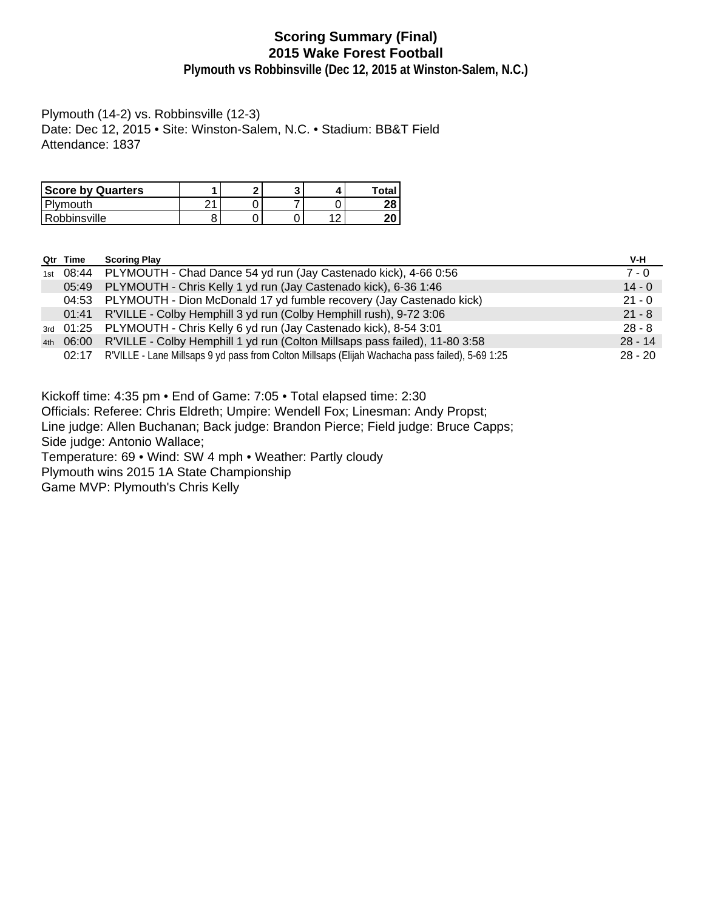# Scoring Summary (Final)
## 2015 Wake Forest Football
### Plymouth vs Robbinsville (Dec 12, 2015 at Winston-Salem, N.C.)

Plymouth (14-2) vs. Robbinsville (12-3)
Date: Dec 12, 2015 • Site: Winston-Salem, N.C. • Stadium: BB&T Field
Attendance: 1837

| Score by Quarters | 1 | 2 | 3 | 4 | Total |
|---|---|---|---|---|---|
| Plymouth | 21 | 0 | 7 | 0 | **28** |
| Robbinsville | 8 | 0 | 0 | 12 | **20** |

| Qtr | Time | Scoring Play | V-H |
|---|---|---|---|
| 1st | 08:44 | PLYMOUTH - Chad Dance 54 yd run (Jay Castenado kick), 4-66 0:56 | 7 - 0 |
| | 05:49 | PLYMOUTH - Chris Kelly 1 yd run (Jay Castenado kick), 6-36 1:46 | 14 - 0 |
| | 04:53 | PLYMOUTH - Dion McDonald 17 yd fumble recovery (Jay Castenado kick) | 21 - 0 |
| | 01:41 | R'VILLE - Colby Hemphill 3 yd run (Colby Hemphill rush), 9-72 3:06 | 21 - 8 |
| 3rd | 01:25 | PLYMOUTH - Chris Kelly 6 yd run (Jay Castenado kick), 8-54 3:01 | 28 - 8 |
| 4th | 06:00 | R'VILLE - Colby Hemphill 1 yd run (Colton Millsaps pass failed), 11-80 3:58 | 28 - 14 |
| | 02:17 | R'VILLE - Lane Millsaps 9 yd pass from Colton Millsaps (Elijah Wachacha pass failed), 5-69 1:25 | 28 - 20 |

Kickoff time: 4:35 pm • End of Game: 7:05 • Total elapsed time: 2:30
Officials: Referee: Chris Eldreth; Umpire: Wendell Fox; Linesman: Andy Propst;
Line judge: Allen Buchanan; Back judge: Brandon Pierce; Field judge: Bruce Capps;
Side judge: Antonio Wallace;
Temperature: 69 • Wind: SW 4 mph • Weather: Partly cloudy
Plymouth wins 2015 1A State Championship
Game MVP: Plymouth's Chris Kelly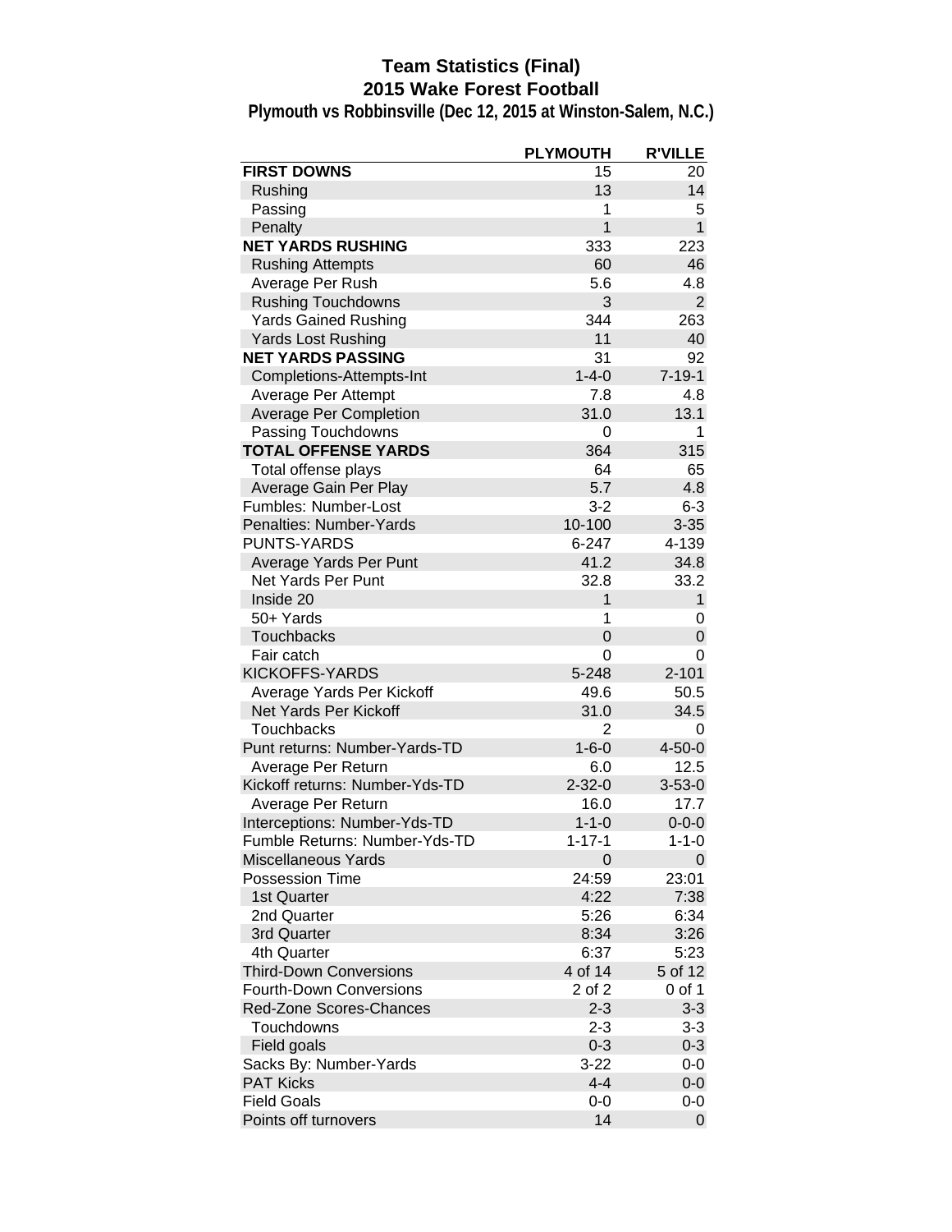# Team Statistics (Final)
## 2015 Wake Forest Football
### Plymouth vs Robbinsville (Dec 12, 2015 at Winston-Salem, N.C.)

| | PLYMOUTH | R'VILLE |
|---|---|---|
| **FIRST DOWNS** | 15 | 20 |
| Rushing | 13 | 14 |
| Passing | 1 | 5 |
| Penalty | 1 | 1 |
| **NET YARDS RUSHING** | 333 | 223 |
| Rushing Attempts | 60 | 46 |
| Average Per Rush | 5.6 | 4.8 |
| Rushing Touchdowns | 3 | 2 |
| Yards Gained Rushing | 344 | 263 |
| Yards Lost Rushing | 11 | 40 |
| **NET YARDS PASSING** | 31 | 92 |
| Completions-Attempts-Int | 1-4-0 | 7-19-1 |
| Average Per Attempt | 7.8 | 4.8 |
| Average Per Completion | 31.0 | 13.1 |
| Passing Touchdowns | 0 | 1 |
| **TOTAL OFFENSE YARDS** | 364 | 315 |
| Total offense plays | 64 | 65 |
| Average Gain Per Play | 5.7 | 4.8 |
| Fumbles: Number-Lost | 3-2 | 6-3 |
| Penalties: Number-Yards | 10-100 | 3-35 |
| PUNTS-YARDS | 6-247 | 4-139 |
| Average Yards Per Punt | 41.2 | 34.8 |
| Net Yards Per Punt | 32.8 | 33.2 |
| Inside 20 | 1 | 1 |
| 50+ Yards | 1 | 0 |
| Touchbacks | 0 | 0 |
| Fair catch | 0 | 0 |
| KICKOFFS-YARDS | 5-248 | 2-101 |
| Average Yards Per Kickoff | 49.6 | 50.5 |
| Net Yards Per Kickoff | 31.0 | 34.5 |
| Touchbacks | 2 | 0 |
| Punt returns: Number-Yards-TD | 1-6-0 | 4-50-0 |
| Average Per Return | 6.0 | 12.5 |
| Kickoff returns: Number-Yds-TD | 2-32-0 | 3-53-0 |
| Average Per Return | 16.0 | 17.7 |
| Interceptions: Number-Yds-TD | 1-1-0 | 0-0-0 |
| Fumble Returns: Number-Yds-TD | 1-17-1 | 1-1-0 |
| Miscellaneous Yards | 0 | 0 |
| Possession Time | 24:59 | 23:01 |
| 1st Quarter | 4:22 | 7:38 |
| 2nd Quarter | 5:26 | 6:34 |
| 3rd Quarter | 8:34 | 3:26 |
| 4th Quarter | 6:37 | 5:23 |
| Third-Down Conversions | 4 of 14 | 5 of 12 |
| Fourth-Down Conversions | 2 of 2 | 0 of 1 |
| Red-Zone Scores-Chances | 2-3 | 3-3 |
| Touchdowns | 2-3 | 3-3 |
| Field goals | 0-3 | 0-3 |
| Sacks By: Number-Yards | 3-22 | 0-0 |
| PAT Kicks | 4-4 | 0-0 |
| Field Goals | 0-0 | 0-0 |
| Points off turnovers | 14 | 0 |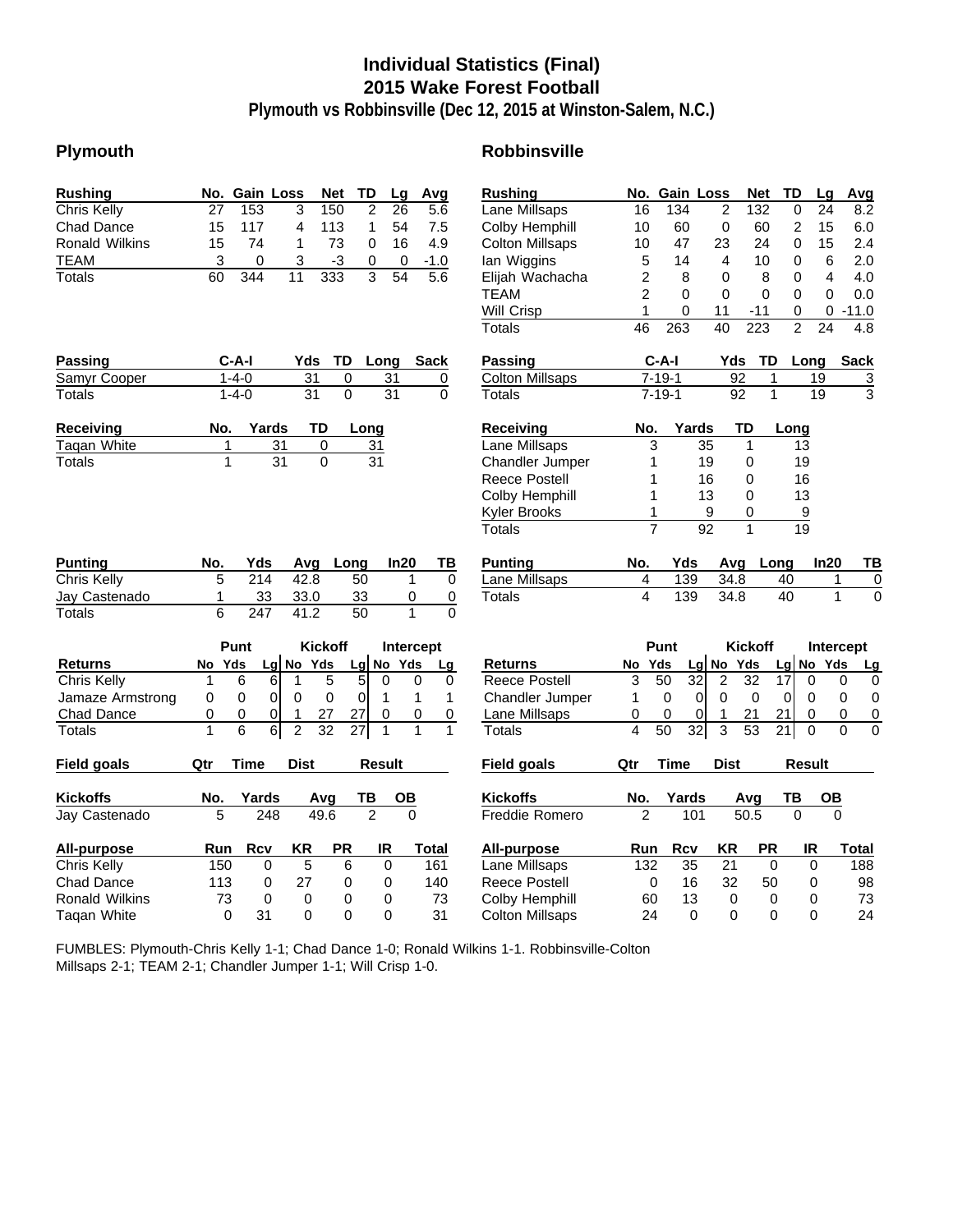# Individual Statistics (Final)
## 2015 Wake Forest Football
### Plymouth vs Robbinsville (Dec 12, 2015 at Winston-Salem, N.C.)

## Plymouth

| Rushing | No. | Gain | Loss | Net | TD | Lg | Avg |
|---|---|---|---|---|---|---|---|
| Chris Kelly | 27 | 153 | 3 | 150 | 2 | 26 | 5.6 |
| Chad Dance | 15 | 117 | 4 | 113 | 1 | 54 | 7.5 |
| Ronald Wilkins | 15 | 74 | 1 | 73 | 0 | 16 | 4.9 |
| TEAM | 3 | 0 | 3 | -3 | 0 | 0 | -1.0 |
| Totals | 60 | 344 | 11 | 333 | 3 | 54 | 5.6 |

| Passing | C-A-I | Yds | TD | Long | Sack |
|---|---|---|---|---|---|
| Samyr Cooper | 1-4-0 | 31 | 0 | 31 | 0 |
| Totals | 1-4-0 | 31 | 0 | 31 | 0 |

| Receiving | No. | Yards | TD | Long |
|---|---|---|---|---|
| Taqan White | 1 | 31 | 0 | 31 |
| Totals | 1 | 31 | 0 | 31 |

| Punting | No. | Yds | Avg | Long | In20 | TB |
|---|---|---|---|---|---|---|
| Chris Kelly | 5 | 214 | 42.8 | 50 | 1 | 0 |
| Jay Castenado | 1 | 33 | 33.0 | 33 | 0 | 0 |
| Totals | 6 | 247 | 41.2 | 50 | 1 | 0 |

| Returns | Punt No | Punt Yds | Punt Lg | Kickoff No | Kickoff Yds | Kickoff Lg | Intercept No | Intercept Yds | Intercept Lg |
|---|---|---|---|---|---|---|---|---|---|
| Chris Kelly | 1 | 6 | 6 | 1 | 5 | 5 | 0 | 0 | 0 |
| Jamaze Armstrong | 0 | 0 | 0 | 0 | 0 | 0 | 1 | 1 | 1 |
| Chad Dance | 0 | 0 | 0 | 1 | 27 | 27 | 0 | 0 | 0 |
| Totals | 1 | 6 | 6 | 2 | 32 | 27 | 1 | 1 | 1 |

| Field goals | Qtr | Time | Dist | Result |
|---|---|---|---|---|

| Kickoffs | No. | Yards | Avg | TB | OB |
|---|---|---|---|---|---|
| Jay Castenado | 5 | 248 | 49.6 | 2 | 0 |

| All-purpose | Run | Rcv | KR | PR | IR | Total |
|---|---|---|---|---|---|---|
| Chris Kelly | 150 | 0 | 5 | 6 | 0 | 161 |
| Chad Dance | 113 | 0 | 27 | 0 | 0 | 140 |
| Ronald Wilkins | 73 | 0 | 0 | 0 | 0 | 73 |
| Taqan White | 0 | 31 | 0 | 0 | 0 | 31 |

## Robbinsville

| Rushing | No. | Gain | Loss | Net | TD | Lg | Avg |
|---|---|---|---|---|---|---|---|
| Lane Millsaps | 16 | 134 | 2 | 132 | 0 | 24 | 8.2 |
| Colby Hemphill | 10 | 60 | 0 | 60 | 2 | 15 | 6.0 |
| Colton Millsaps | 10 | 47 | 23 | 24 | 0 | 15 | 2.4 |
| Ian Wiggins | 5 | 14 | 4 | 10 | 0 | 6 | 2.0 |
| Elijah Wachacha | 2 | 8 | 0 | 8 | 0 | 4 | 4.0 |
| TEAM | 2 | 0 | 0 | 0 | 0 | 0 | 0.0 |
| Will Crisp | 1 | 0 | 11 | -11 | 0 | 0 | -11.0 |
| Totals | 46 | 263 | 40 | 223 | 2 | 24 | 4.8 |

| Passing | C-A-I | Yds | TD | Long | Sack |
|---|---|---|---|---|---|
| Colton Millsaps | 7-19-1 | 92 | 1 | 19 | 3 |
| Totals | 7-19-1 | 92 | 1 | 19 | 3 |

| Receiving | No. | Yards | TD | Long |
|---|---|---|---|---|
| Lane Millsaps | 3 | 35 | 1 | 13 |
| Chandler Jumper | 1 | 19 | 0 | 19 |
| Reece Postell | 1 | 16 | 0 | 16 |
| Colby Hemphill | 1 | 13 | 0 | 13 |
| Kyler Brooks | 1 | 9 | 0 | 9 |
| Totals | 7 | 92 | 1 | 19 |

| Punting | No. | Yds | Avg | Long | In20 | TB |
|---|---|---|---|---|---|---|
| Lane Millsaps | 4 | 139 | 34.8 | 40 | 1 | 0 |
| Totals | 4 | 139 | 34.8 | 40 | 1 | 0 |

| Returns | Punt No | Punt Yds | Punt Lg | Kickoff No | Kickoff Yds | Kickoff Lg | Intercept No | Intercept Yds | Intercept Lg |
|---|---|---|---|---|---|---|---|---|---|
| Reece Postell | 3 | 50 | 32 | 2 | 32 | 17 | 0 | 0 | 0 |
| Chandler Jumper | 1 | 0 | 0 | 0 | 0 | 0 | 0 | 0 | 0 |
| Lane Millsaps | 0 | 0 | 0 | 1 | 21 | 21 | 0 | 0 | 0 |
| Totals | 4 | 50 | 32 | 3 | 53 | 21 | 0 | 0 | 0 |

| Field goals | Qtr | Time | Dist | Result |
|---|---|---|---|---|

| Kickoffs | No. | Yards | Avg | TB | OB |
|---|---|---|---|---|---|
| Freddie Romero | 2 | 101 | 50.5 | 0 | 0 |

| All-purpose | Run | Rcv | KR | PR | IR | Total |
|---|---|---|---|---|---|---|
| Lane Millsaps | 132 | 35 | 21 | 0 | 0 | 188 |
| Reece Postell | 0 | 16 | 32 | 50 | 0 | 98 |
| Colby Hemphill | 60 | 13 | 0 | 0 | 0 | 73 |
| Colton Millsaps | 24 | 0 | 0 | 0 | 0 | 24 |

FUMBLES: Plymouth-Chris Kelly 1-1; Chad Dance 1-0; Ronald Wilkins 1-1. Robbinsville-Colton Millsaps 2-1; TEAM 2-1; Chandler Jumper 1-1; Will Crisp 1-0.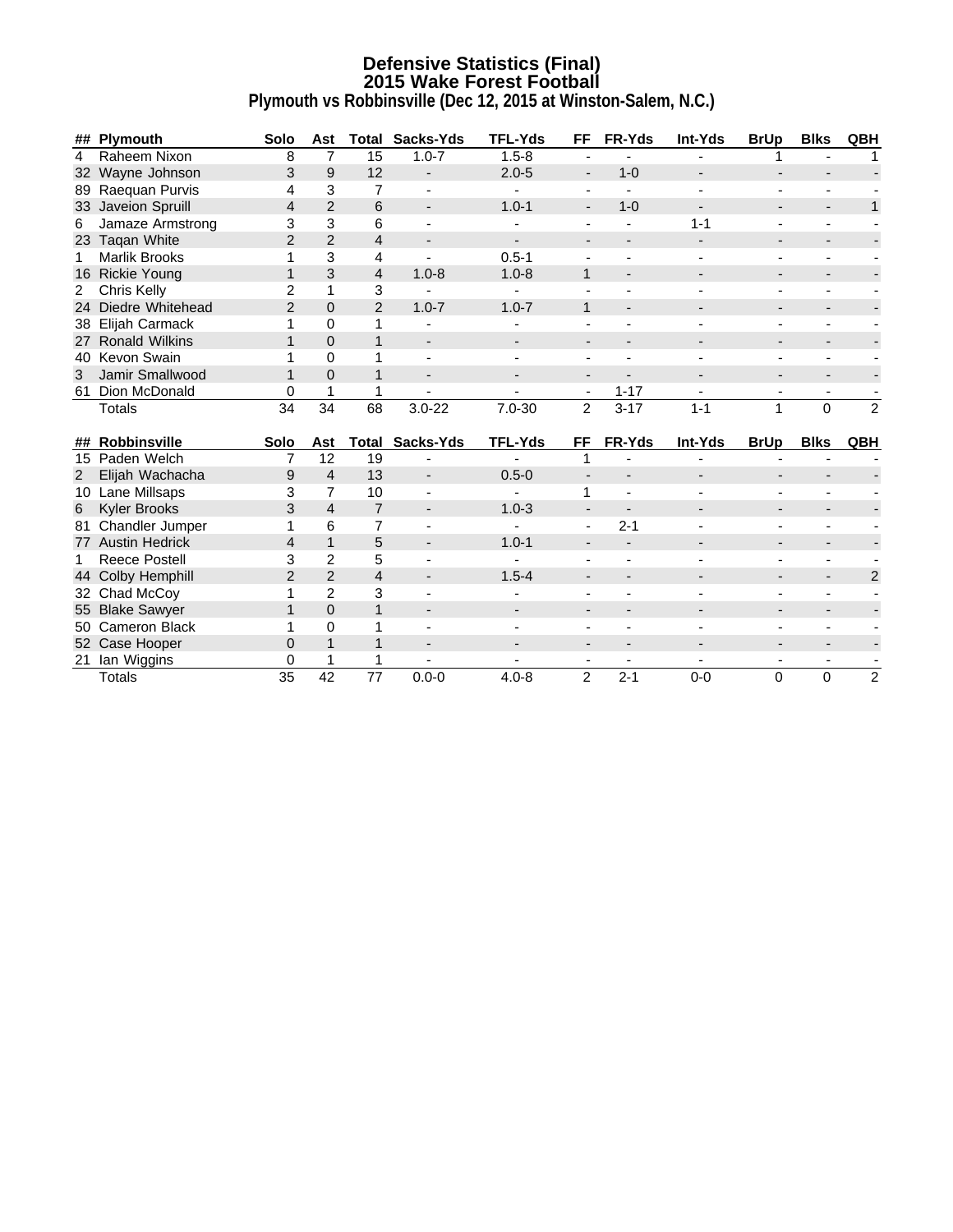# Defensive Statistics (Final)
## 2015 Wake Forest Football
### Plymouth vs Robbinsville (Dec 12, 2015 at Winston-Salem, N.C.)

| ## | Plymouth | Solo | Ast | Total | Sacks-Yds | TFL-Yds | FF | FR-Yds | Int-Yds | BrUp | Blks | QBH |
|---|---|---|---|---|---|---|---|---|---|---|---|---|
| 4 | Raheem Nixon | 8 | 7 | 15 | 1.0-7 | 1.5-8 | - | - | - | 1 | - | 1 |
| 32 | Wayne Johnson | 3 | 9 | 12 | - | 2.0-5 | - | 1-0 | - | - | - | - |
| 89 | Raequan Purvis | 4 | 3 | 7 | - | - | - | - | - | - | - | - |
| 33 | Javeion Spruill | 4 | 2 | 6 | - | 1.0-1 | - | 1-0 | - | - | - | 1 |
| 6 | Jamaze Armstrong | 3 | 3 | 6 | - | - | - | - | 1-1 | - | - | - |
| 23 | Taqan White | 2 | 2 | 4 | - | - | - | - | - | - | - | - |
| 1 | Marlik Brooks | 1 | 3 | 4 | - | 0.5-1 | - | - | - | - | - | - |
| 16 | Rickie Young | 1 | 3 | 4 | 1.0-8 | 1.0-8 | 1 | - | - | - | - | - |
| 2 | Chris Kelly | 2 | 1 | 3 | - | - | - | - | - | - | - | - |
| 24 | Diedre Whitehead | 2 | 0 | 2 | 1.0-7 | 1.0-7 | 1 | - | - | - | - | - |
| 38 | Elijah Carmack | 1 | 0 | 1 | - | - | - | - | - | - | - | - |
| 27 | Ronald Wilkins | 1 | 0 | 1 | - | - | - | - | - | - | - | - |
| 40 | Kevon Swain | 1 | 0 | 1 | - | - | - | - | - | - | - | - |
| 3 | Jamir Smallwood | 1 | 0 | 1 | - | - | - | - | - | - | - | - |
| 61 | Dion McDonald | 0 | 1 | 1 | - | - | - | 1-17 | - | - | - | - |
| | Totals | 34 | 34 | 68 | 3.0-22 | 7.0-30 | 2 | 3-17 | 1-1 | 1 | 0 | 2 |

| ## | Robbinsville | Solo | Ast | Total | Sacks-Yds | TFL-Yds | FF | FR-Yds | Int-Yds | BrUp | Blks | QBH |
|---|---|---|---|---|---|---|---|---|---|---|---|---|
| 15 | Paden Welch | 7 | 12 | 19 | - | - | 1 | - | - | - | - | - |
| 2 | Elijah Wachacha | 9 | 4 | 13 | - | 0.5-0 | - | - | - | - | - | - |
| 10 | Lane Millsaps | 3 | 7 | 10 | - | - | 1 | - | - | - | - | - |
| 6 | Kyler Brooks | 3 | 4 | 7 | - | 1.0-3 | - | - | - | - | - | - |
| 81 | Chandler Jumper | 1 | 6 | 7 | - | - | - | 2-1 | - | - | - | - |
| 77 | Austin Hedrick | 4 | 1 | 5 | - | 1.0-1 | - | - | - | - | - | - |
| 1 | Reece Postell | 3 | 2 | 5 | - | - | - | - | - | - | - | - |
| 44 | Colby Hemphill | 2 | 2 | 4 | - | 1.5-4 | - | - | - | - | - | 2 |
| 32 | Chad McCoy | 1 | 2 | 3 | - | - | - | - | - | - | - | - |
| 55 | Blake Sawyer | 1 | 0 | 1 | - | - | - | - | - | - | - | - |
| 50 | Cameron Black | 1 | 0 | 1 | - | - | - | - | - | - | - | - |
| 52 | Case Hooper | 0 | 1 | 1 | - | - | - | - | - | - | - | - |
| 21 | Ian Wiggins | 0 | 1 | 1 | - | - | - | - | - | - | - | - |
| | Totals | 35 | 42 | 77 | 0.0-0 | 4.0-8 | 2 | 2-1 | 0-0 | 0 | 0 | 2 |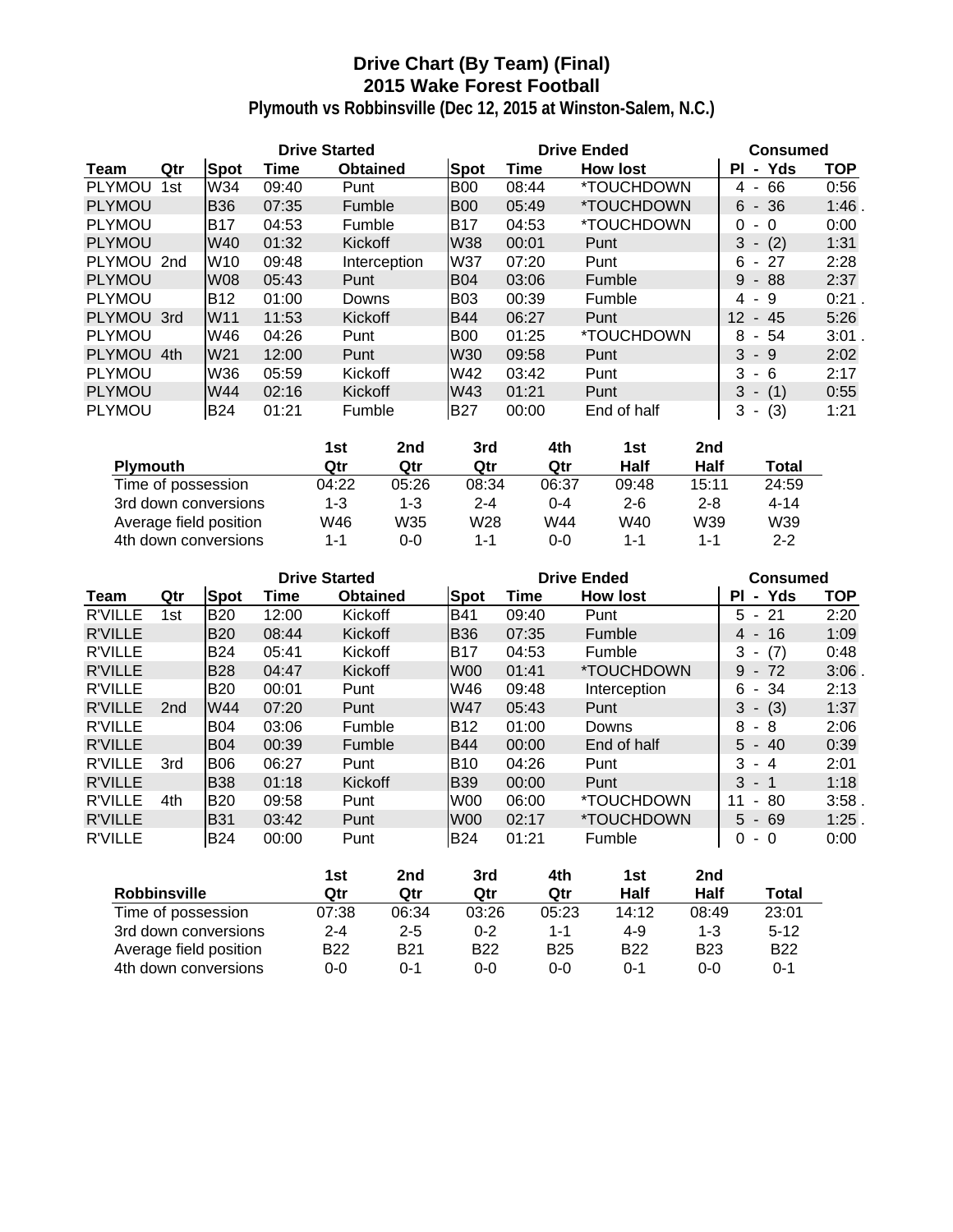# Drive Chart (By Team) (Final)
## 2015 Wake Forest Football
### Plymouth vs Robbinsville (Dec 12, 2015 at Winston-Salem, N.C.)

| | | Drive Started | | | Drive Ended | | | Consumed | |
|---|---|---|---|---|---|---|---|---|---|
| **Team** | **Qtr** | **Spot** | **Time** | **Obtained** | **Spot** | **Time** | **How lost** | **Pl - Yds** | **TOP** |
| PLYMOU | 1st | W34 | 09:40 | Punt | B00 | 08:44 | *TOUCHDOWN | 4 - 66 | 0:56 |
| PLYMOU | | B36 | 07:35 | Fumble | B00 | 05:49 | *TOUCHDOWN | 6 - 36 | 1:46 . |
| PLYMOU | | B17 | 04:53 | Fumble | B17 | 04:53 | *TOUCHDOWN | 0 - 0 | 0:00 |
| PLYMOU | | W40 | 01:32 | Kickoff | W38 | 00:01 | Punt | 3 - (2) | 1:31 |
| PLYMOU | 2nd | W10 | 09:48 | Interception | W37 | 07:20 | Punt | 6 - 27 | 2:28 |
| PLYMOU | | W08 | 05:43 | Punt | B04 | 03:06 | Fumble | 9 - 88 | 2:37 |
| PLYMOU | | B12 | 01:00 | Downs | B03 | 00:39 | Fumble | 4 - 9 | 0:21 . |
| PLYMOU | 3rd | W11 | 11:53 | Kickoff | B44 | 06:27 | Punt | 12 - 45 | 5:26 |
| PLYMOU | | W46 | 04:26 | Punt | B00 | 01:25 | *TOUCHDOWN | 8 - 54 | 3:01 . |
| PLYMOU | 4th | W21 | 12:00 | Punt | W30 | 09:58 | Punt | 3 - 9 | 2:02 |
| PLYMOU | | W36 | 05:59 | Kickoff | W42 | 03:42 | Punt | 3 - 6 | 2:17 |
| PLYMOU | | W44 | 02:16 | Kickoff | W43 | 01:21 | Punt | 3 - (1) | 0:55 |
| PLYMOU | | B24 | 01:21 | Fumble | B27 | 00:00 | End of half | 3 - (3) | 1:21 |

| Plymouth | 1st Qtr | 2nd Qtr | 3rd Qtr | 4th Qtr | 1st Half | 2nd Half | Total |
|---|---|---|---|---|---|---|---|
| Time of possession | 04:22 | 05:26 | 08:34 | 06:37 | 09:48 | 15:11 | 24:59 |
| 3rd down conversions | 1-3 | 1-3 | 2-4 | 0-4 | 2-6 | 2-8 | 4-14 |
| Average field position | W46 | W35 | W28 | W44 | W40 | W39 | W39 |
| 4th down conversions | 1-1 | 0-0 | 1-1 | 0-0 | 1-1 | 1-1 | 2-2 |

| | | Drive Started | | | Drive Ended | | | Consumed | |
|---|---|---|---|---|---|---|---|---|---|
| **Team** | **Qtr** | **Spot** | **Time** | **Obtained** | **Spot** | **Time** | **How lost** | **Pl - Yds** | **TOP** |
| R'VILLE | 1st | B20 | 12:00 | Kickoff | B41 | 09:40 | Punt | 5 - 21 | 2:20 |
| R'VILLE | | B20 | 08:44 | Kickoff | B36 | 07:35 | Fumble | 4 - 16 | 1:09 |
| R'VILLE | | B24 | 05:41 | Kickoff | B17 | 04:53 | Fumble | 3 - (7) | 0:48 |
| R'VILLE | | B28 | 04:47 | Kickoff | W00 | 01:41 | *TOUCHDOWN | 9 - 72 | 3:06 . |
| R'VILLE | | B20 | 00:01 | Punt | W46 | 09:48 | Interception | 6 - 34 | 2:13 |
| R'VILLE | 2nd | W44 | 07:20 | Punt | W47 | 05:43 | Punt | 3 - (3) | 1:37 |
| R'VILLE | | B04 | 03:06 | Fumble | B12 | 01:00 | Downs | 8 - 8 | 2:06 |
| R'VILLE | | B04 | 00:39 | Fumble | B44 | 00:00 | End of half | 5 - 40 | 0:39 |
| R'VILLE | 3rd | B06 | 06:27 | Punt | B10 | 04:26 | Punt | 3 - 4 | 2:01 |
| R'VILLE | | B38 | 01:18 | Kickoff | B39 | 00:00 | Punt | 3 - 1 | 1:18 |
| R'VILLE | 4th | B20 | 09:58 | Punt | W00 | 06:00 | *TOUCHDOWN | 11 - 80 | 3:58 . |
| R'VILLE | | B31 | 03:42 | Punt | W00 | 02:17 | *TOUCHDOWN | 5 - 69 | 1:25 . |
| R'VILLE | | B24 | 00:00 | Punt | B24 | 01:21 | Fumble | 0 - 0 | 0:00 |

| Robbinsville | 1st Qtr | 2nd Qtr | 3rd Qtr | 4th Qtr | 1st Half | 2nd Half | Total |
|---|---|---|---|---|---|---|---|
| Time of possession | 07:38 | 06:34 | 03:26 | 05:23 | 14:12 | 08:49 | 23:01 |
| 3rd down conversions | 2-4 | 2-5 | 0-2 | 1-1 | 4-9 | 1-3 | 5-12 |
| Average field position | B22 | B21 | B22 | B25 | B22 | B23 | B22 |
| 4th down conversions | 0-0 | 0-1 | 0-0 | 0-0 | 0-1 | 0-0 | 0-1 |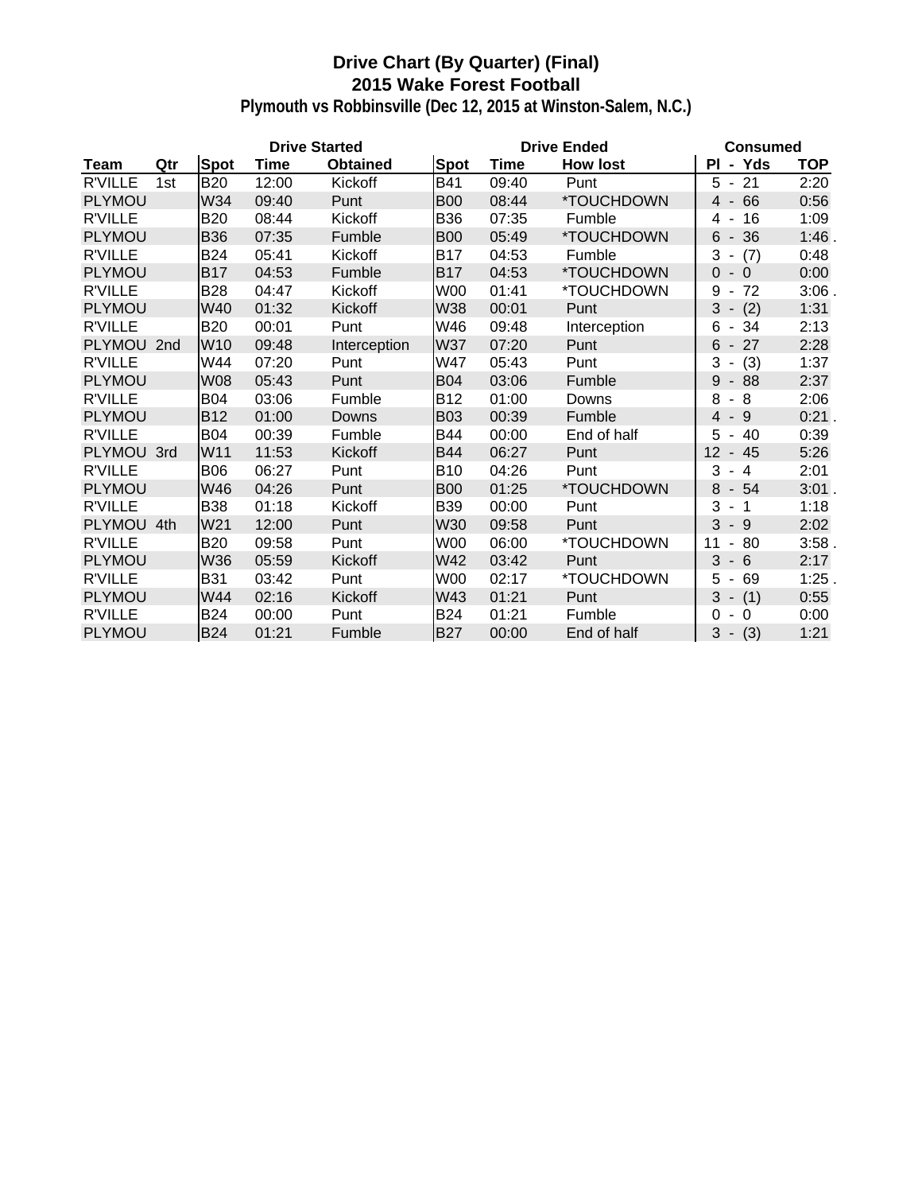# Drive Chart (By Quarter) (Final)
## 2015 Wake Forest Football
### Plymouth vs Robbinsville (Dec 12, 2015 at Winston-Salem, N.C.)

| | | Drive Started | | | Drive Ended | | | Consumed | |
|---|---|---|---|---|---|---|---|---|---|
| **Team** | **Qtr** | **Spot** | **Time** | **Obtained** | **Spot** | **Time** | **How lost** | **Pl - Yds** | **TOP** |
| R'VILLE | 1st | B20 | 12:00 | Kickoff | B41 | 09:40 | Punt | 5 - 21 | 2:20 |
| PLYMOU | | W34 | 09:40 | Punt | B00 | 08:44 | *TOUCHDOWN | 4 - 66 | 0:56 |
| R'VILLE | | B20 | 08:44 | Kickoff | B36 | 07:35 | Fumble | 4 - 16 | 1:09 |
| PLYMOU | | B36 | 07:35 | Fumble | B00 | 05:49 | *TOUCHDOWN | 6 - 36 | 1:46 . |
| R'VILLE | | B24 | 05:41 | Kickoff | B17 | 04:53 | Fumble | 3 - (7) | 0:48 |
| PLYMOU | | B17 | 04:53 | Fumble | B17 | 04:53 | *TOUCHDOWN | 0 - 0 | 0:00 |
| R'VILLE | | B28 | 04:47 | Kickoff | W00 | 01:41 | *TOUCHDOWN | 9 - 72 | 3:06 . |
| PLYMOU | | W40 | 01:32 | Kickoff | W38 | 00:01 | Punt | 3 - (2) | 1:31 |
| R'VILLE | | B20 | 00:01 | Punt | W46 | 09:48 | Interception | 6 - 34 | 2:13 |
| PLYMOU | 2nd | W10 | 09:48 | Interception | W37 | 07:20 | Punt | 6 - 27 | 2:28 |
| R'VILLE | | W44 | 07:20 | Punt | W47 | 05:43 | Punt | 3 - (3) | 1:37 |
| PLYMOU | | W08 | 05:43 | Punt | B04 | 03:06 | Fumble | 9 - 88 | 2:37 |
| R'VILLE | | B04 | 03:06 | Fumble | B12 | 01:00 | Downs | 8 - 8 | 2:06 |
| PLYMOU | | B12 | 01:00 | Downs | B03 | 00:39 | Fumble | 4 - 9 | 0:21 . |
| R'VILLE | | B04 | 00:39 | Fumble | B44 | 00:00 | End of half | 5 - 40 | 0:39 |
| PLYMOU | 3rd | W11 | 11:53 | Kickoff | B44 | 06:27 | Punt | 12 - 45 | 5:26 |
| R'VILLE | | B06 | 06:27 | Punt | B10 | 04:26 | Punt | 3 - 4 | 2:01 |
| PLYMOU | | W46 | 04:26 | Punt | B00 | 01:25 | *TOUCHDOWN | 8 - 54 | 3:01 . |
| R'VILLE | | B38 | 01:18 | Kickoff | B39 | 00:00 | Punt | 3 - 1 | 1:18 |
| PLYMOU | 4th | W21 | 12:00 | Punt | W30 | 09:58 | Punt | 3 - 9 | 2:02 |
| R'VILLE | | B20 | 09:58 | Punt | W00 | 06:00 | *TOUCHDOWN | 11 - 80 | 3:58 . |
| PLYMOU | | W36 | 05:59 | Kickoff | W42 | 03:42 | Punt | 3 - 6 | 2:17 |
| R'VILLE | | B31 | 03:42 | Punt | W00 | 02:17 | *TOUCHDOWN | 5 - 69 | 1:25 . |
| PLYMOU | | W44 | 02:16 | Kickoff | W43 | 01:21 | Punt | 3 - (1) | 0:55 |
| R'VILLE | | B24 | 00:00 | Punt | B24 | 01:21 | Fumble | 0 - 0 | 0:00 |
| PLYMOU | | B24 | 01:21 | Fumble | B27 | 00:00 | End of half | 3 - (3) | 1:21 |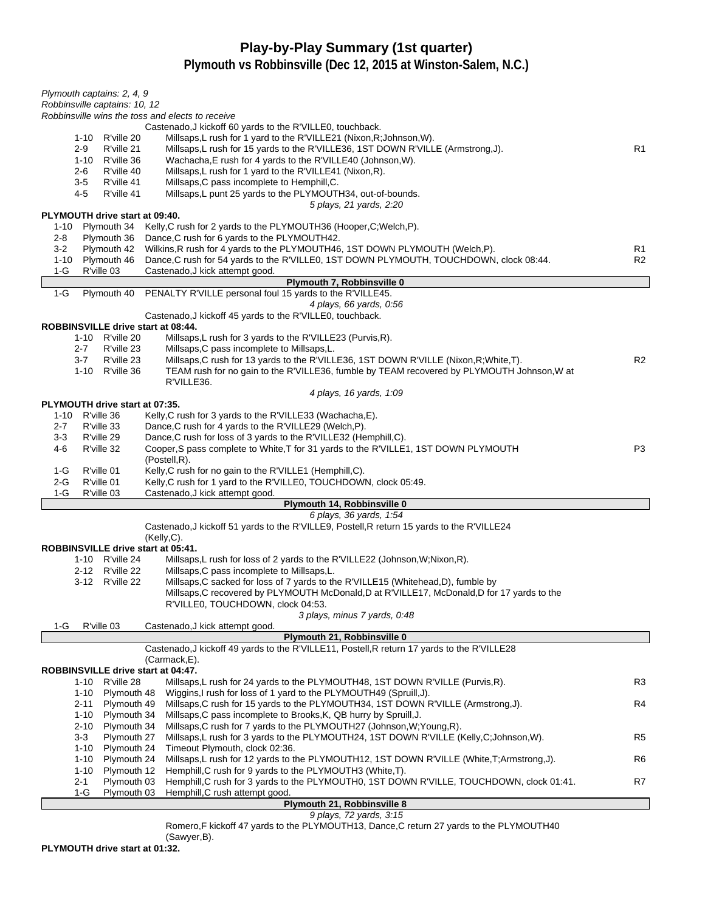# Play-by-Play Summary (1st quarter)

## Plymouth vs Robbinsville (Dec 12, 2015 at Winston-Salem, N.C.)

*Plymouth captains: 2, 4, 9*
*Robbinsville captains: 10, 12*
*Robbinsville wins the toss and elects to receive*

| Down | Spot | Play | |
|---|---|---|---|
| | | Castenado,J kickoff 60 yards to the R'VILLE0, touchback. | |
| 1-10 | R'ville 20 | Millsaps,L rush for 1 yard to the R'VILLE21 (Nixon,R;Johnson,W). | |
| 2-9 | R'ville 21 | Millsaps,L rush for 15 yards to the R'VILLE36, 1ST DOWN R'VILLE (Armstrong,J). | R1 |
| 1-10 | R'ville 36 | Wachacha,E rush for 4 yards to the R'VILLE40 (Johnson,W). | |
| 2-6 | R'ville 40 | Millsaps,L rush for 1 yard to the R'VILLE41 (Nixon,R). | |
| 3-5 | R'ville 41 | Millsaps,C pass incomplete to Hemphill,C. | |
| 4-5 | R'ville 41 | Millsaps,L punt 25 yards to the PLYMOUTH34, out-of-bounds. | |
| | | *5 plays, 21 yards, 2:20* | |

**PLYMOUTH drive start at 09:40.**

| Down | Spot | Play | |
|---|---|---|---|
| 1-10 | Plymouth 34 | Kelly,C rush for 2 yards to the PLYMOUTH36 (Hooper,C;Welch,P). | |
| 2-8 | Plymouth 36 | Dance,C rush for 6 yards to the PLYMOUTH42. | |
| 3-2 | Plymouth 42 | Wilkins,R rush for 4 yards to the PLYMOUTH46, 1ST DOWN PLYMOUTH (Welch,P). | R1 |
| 1-10 | Plymouth 46 | Dance,C rush for 54 yards to the R'VILLE0, 1ST DOWN PLYMOUTH, TOUCHDOWN, clock 08:44. | R2 |
| 1-G | R'ville 03 | Castenado,J kick attempt good. | |
| | | **Plymouth 7, Robbinsville 0** | |
| 1-G | Plymouth 40 | PENALTY R'VILLE personal foul 15 yards to the R'VILLE45. | |
| | | *4 plays, 66 yards, 0:56* | |
| | | Castenado,J kickoff 45 yards to the R'VILLE0, touchback. | |

**ROBBINSVILLE drive start at 08:44.**

| Down | Spot | Play | |
|---|---|---|---|
| 1-10 | R'ville 20 | Millsaps,L rush for 3 yards to the R'VILLE23 (Purvis,R). | |
| 2-7 | R'ville 23 | Millsaps,C pass incomplete to Millsaps,L. | |
| 3-7 | R'ville 23 | Millsaps,C rush for 13 yards to the R'VILLE36, 1ST DOWN R'VILLE (Nixon,R;White,T). | R2 |
| 1-10 | R'ville 36 | TEAM rush for no gain to the R'VILLE36, fumble by TEAM recovered by PLYMOUTH Johnson,W at R'VILLE36. | |
| | | *4 plays, 16 yards, 1:09* | |

**PLYMOUTH drive start at 07:35.**

| Down | Spot | Play | |
|---|---|---|---|
| 1-10 | R'ville 36 | Kelly,C rush for 3 yards to the R'VILLE33 (Wachacha,E). | |
| 2-7 | R'ville 33 | Dance,C rush for 4 yards to the R'VILLE29 (Welch,P). | |
| 3-3 | R'ville 29 | Dance,C rush for loss of 3 yards to the R'VILLE32 (Hemphill,C). | |
| 4-6 | R'ville 32 | Cooper,S pass complete to White,T for 31 yards to the R'VILLE1, 1ST DOWN PLYMOUTH (Postell,R). | P3 |
| 1-G | R'ville 01 | Kelly,C rush for no gain to the R'VILLE1 (Hemphill,C). | |
| 2-G | R'ville 01 | Kelly,C rush for 1 yard to the R'VILLE0, TOUCHDOWN, clock 05:49. | |
| 1-G | R'ville 03 | Castenado,J kick attempt good. | |
| | | **Plymouth 14, Robbinsville 0** | |
| | | *6 plays, 36 yards, 1:54* | |
| | | Castenado,J kickoff 51 yards to the R'VILLE9, Postell,R return 15 yards to the R'VILLE24 (Kelly,C). | |

**ROBBINSVILLE drive start at 05:41.**

| Down | Spot | Play | |
|---|---|---|---|
| 1-10 | R'ville 24 | Millsaps,L rush for loss of 2 yards to the R'VILLE22 (Johnson,W;Nixon,R). | |
| 2-12 | R'ville 22 | Millsaps,C pass incomplete to Millsaps,L. | |
| 3-12 | R'ville 22 | Millsaps,C sacked for loss of 7 yards to the R'VILLE15 (Whitehead,D), fumble by Millsaps,C recovered by PLYMOUTH McDonald,D at R'VILLE17, McDonald,D for 17 yards to the R'VILLE0, TOUCHDOWN, clock 04:53. | |
| | | *3 plays, minus 7 yards, 0:48* | |
| 1-G | R'ville 03 | Castenado,J kick attempt good. | |
| | | **Plymouth 21, Robbinsville 0** | |
| | | Castenado,J kickoff 49 yards to the R'VILLE11, Postell,R return 17 yards to the R'VILLE28 (Carmack,E). | |

**ROBBINSVILLE drive start at 04:47.**

| Down | Spot | Play | |
|---|---|---|---|
| 1-10 | R'ville 28 | Millsaps,L rush for 24 yards to the PLYMOUTH48, 1ST DOWN R'VILLE (Purvis,R). | R3 |
| 1-10 | Plymouth 48 | Wiggins,I rush for loss of 1 yard to the PLYMOUTH49 (Spruill,J). | |
| 2-11 | Plymouth 49 | Millsaps,C rush for 15 yards to the PLYMOUTH34, 1ST DOWN R'VILLE (Armstrong,J). | R4 |
| 1-10 | Plymouth 34 | Millsaps,C pass incomplete to Brooks,K, QB hurry by Spruill,J. | |
| 2-10 | Plymouth 34 | Millsaps,C rush for 7 yards to the PLYMOUTH27 (Johnson,W;Young,R). | |
| 3-3 | Plymouth 27 | Millsaps,L rush for 3 yards to the PLYMOUTH24, 1ST DOWN R'VILLE (Kelly,C;Johnson,W). | R5 |
| 1-10 | Plymouth 24 | Timeout Plymouth, clock 02:36. | |
| 1-10 | Plymouth 24 | Millsaps,L rush for 12 yards to the PLYMOUTH12, 1ST DOWN R'VILLE (White,T;Armstrong,J). | R6 |
| 1-10 | Plymouth 12 | Hemphill,C rush for 9 yards to the PLYMOUTH3 (White,T). | |
| 2-1 | Plymouth 03 | Hemphill,C rush for 3 yards to the PLYMOUTH0, 1ST DOWN R'VILLE, TOUCHDOWN, clock 01:41. | R7 |
| 1-G | Plymouth 03 | Hemphill,C rush attempt good. | |
| | | **Plymouth 21, Robbinsville 8** | |
| | | *9 plays, 72 yards, 3:15* | |
| | | Romero,F kickoff 47 yards to the PLYMOUTH13, Dance,C return 27 yards to the PLYMOUTH40 (Sawyer,B). | |

**PLYMOUTH drive start at 01:32.**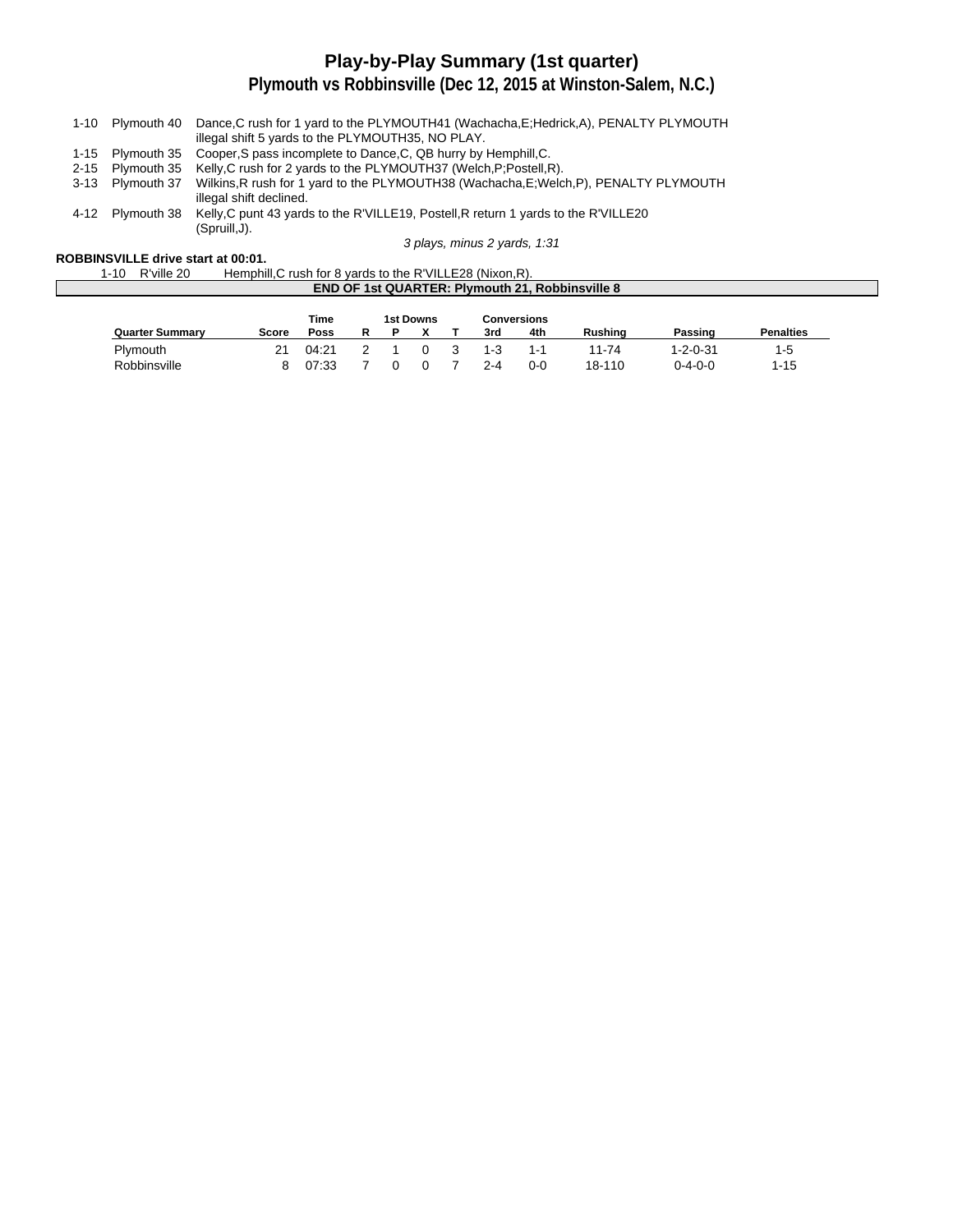# Play-by-Play Summary (1st quarter)
## Plymouth vs Robbinsville (Dec 12, 2015 at Winston-Salem, N.C.)

| | | |
|---|---|---|
| 1-10 | Plymouth 40 | Dance,C rush for 1 yard to the PLYMOUTH41 (Wachacha,E;Hedrick,A), PENALTY PLYMOUTH illegal shift 5 yards to the PLYMOUTH35, NO PLAY. |
| 1-15 | Plymouth 35 | Cooper,S pass incomplete to Dance,C, QB hurry by Hemphill,C. |
| 2-15 | Plymouth 35 | Kelly,C rush for 2 yards to the PLYMOUTH37 (Welch,P;Postell,R). |
| 3-13 | Plymouth 37 | Wilkins,R rush for 1 yard to the PLYMOUTH38 (Wachacha,E;Welch,P), PENALTY PLYMOUTH illegal shift declined. |
| 4-12 | Plymouth 38 | Kelly,C punt 43 yards to the R'VILLE19, Postell,R return 1 yards to the R'VILLE20 (Spruill,J). |

*3 plays, minus 2 yards, 1:31*

**ROBBINSVILLE drive start at 00:01.**

| | | |
|---|---|---|
| 1-10 | R'ville 20 | Hemphill,C rush for 8 yards to the R'VILLE28 (Nixon,R). |

**END OF 1st QUARTER: Plymouth 21, Robbinsville 8**

| Quarter Summary | Score | Time Poss | 1st Downs R | P | X | T | Conversions 3rd | 4th | Rushing | Passing | Penalties |
|---|---|---|---|---|---|---|---|---|---|---|---|
| Plymouth | 21 | 04:21 | 2 | 1 | 0 | 3 | 1-3 | 1-1 | 11-74 | 1-2-0-31 | 1-5 |
| Robbinsville | 8 | 07:33 | 7 | 0 | 0 | 7 | 2-4 | 0-0 | 18-110 | 0-4-0-0 | 1-15 |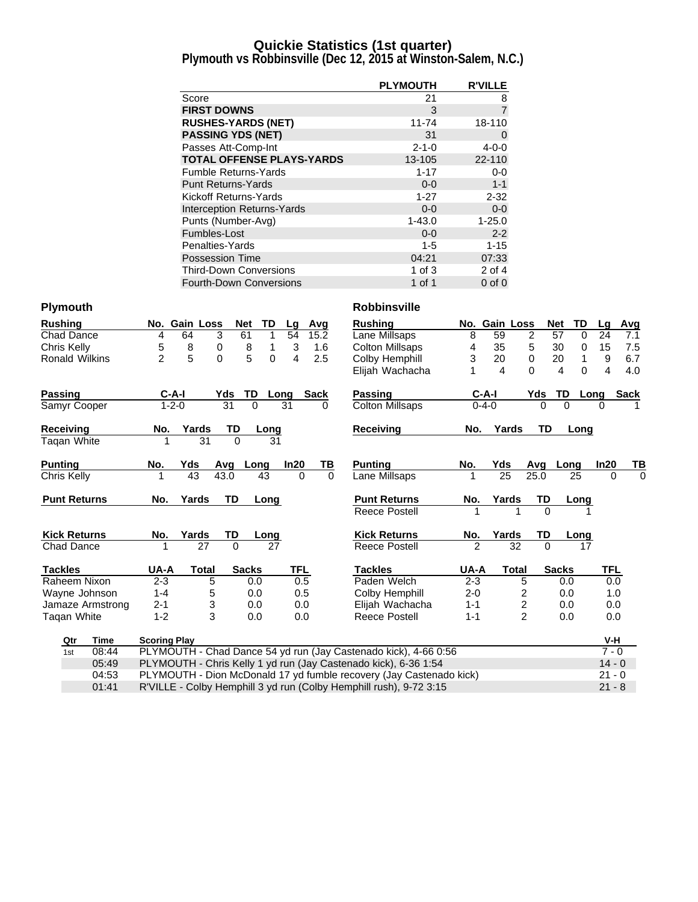# Quickie Statistics (1st quarter)

## Plymouth vs Robbinsville (Dec 12, 2015 at Winston-Salem, N.C.)

| | PLYMOUTH | R'VILLE |
|---|---|---|
| Score | 21 | 8 |
| **FIRST DOWNS** | 3 | 7 |
| **RUSHES-YARDS (NET)** | 11-74 | 18-110 |
| **PASSING YDS (NET)** | 31 | 0 |
| Passes Att-Comp-Int | 2-1-0 | 4-0-0 |
| **TOTAL OFFENSE PLAYS-YARDS** | 13-105 | 22-110 |
| Fumble Returns-Yards | 1-17 | 0-0 |
| Punt Returns-Yards | 0-0 | 1-1 |
| Kickoff Returns-Yards | 1-27 | 2-32 |
| Interception Returns-Yards | 0-0 | 0-0 |
| Punts (Number-Avg) | 1-43.0 | 1-25.0 |
| Fumbles-Lost | 0-0 | 2-2 |
| Penalties-Yards | 1-5 | 1-15 |
| Possession Time | 04:21 | 07:33 |
| Third-Down Conversions | 1 of 3 | 2 of 4 |
| Fourth-Down Conversions | 1 of 1 | 0 of 0 |

### Plymouth

| Rushing | No. | Gain | Loss | Net | TD | Lg | Avg |
|---|---|---|---|---|---|---|---|
| Chad Dance | 4 | 64 | 3 | 61 | 1 | 54 | 15.2 |
| Chris Kelly | 5 | 8 | 0 | 8 | 1 | 3 | 1.6 |
| Ronald Wilkins | 2 | 5 | 0 | 5 | 0 | 4 | 2.5 |

| Passing | C-A-I | Yds | TD | Long | Sack |
|---|---|---|---|---|---|
| Samyr Cooper | 1-2-0 | 31 | 0 | 31 | 0 |

| Receiving | No. | Yards | TD | Long |
|---|---|---|---|---|
| Taqan White | 1 | 31 | 0 | 31 |

| Punting | No. | Yds | Avg | Long | In20 | TB |
|---|---|---|---|---|---|---|
| Chris Kelly | 1 | 43 | 43.0 | 43 | 0 | 0 |

| Punt Returns | No. | Yards | TD | Long |
|---|---|---|---|---|

| Kick Returns | No. | Yards | TD | Long |
|---|---|---|---|---|
| Chad Dance | 1 | 27 | 0 | 27 |

| Tackles | UA-A | Total | Sacks | TFL |
|---|---|---|---|---|
| Raheem Nixon | 2-3 | 5 | 0.0 | 0.5 |
| Wayne Johnson | 1-4 | 5 | 0.0 | 0.5 |
| Jamaze Armstrong | 2-1 | 3 | 0.0 | 0.0 |
| Taqan White | 1-2 | 3 | 0.0 | 0.0 |

### Robbinsville

| Rushing | No. | Gain | Loss | Net | TD | Lg | Avg |
|---|---|---|---|---|---|---|---|
| Lane Millsaps | 8 | 59 | 2 | 57 | 0 | 24 | 7.1 |
| Colton Millsaps | 4 | 35 | 5 | 30 | 0 | 15 | 7.5 |
| Colby Hemphill | 3 | 20 | 0 | 20 | 1 | 9 | 6.7 |
| Elijah Wachacha | 1 | 4 | 0 | 4 | 0 | 4 | 4.0 |

| Passing | C-A-I | Yds | TD | Long | Sack |
|---|---|---|---|---|---|
| Colton Millsaps | 0-4-0 | 0 | 0 | 0 | 1 |

| Receiving | No. | Yards | TD | Long |
|---|---|---|---|---|

| Punting | No. | Yds | Avg | Long | In20 | TB |
|---|---|---|---|---|---|---|
| Lane Millsaps | 1 | 25 | 25.0 | 25 | 0 | 0 |

| Punt Returns | No. | Yards | TD | Long |
|---|---|---|---|---|
| Reece Postell | 1 | 1 | 0 | 1 |

| Kick Returns | No. | Yards | TD | Long |
|---|---|---|---|---|
| Reece Postell | 2 | 32 | 0 | 17 |

| Tackles | UA-A | Total | Sacks | TFL |
|---|---|---|---|---|
| Paden Welch | 2-3 | 5 | 0.0 | 0.0 |
| Colby Hemphill | 2-0 | 2 | 0.0 | 1.0 |
| Elijah Wachacha | 1-1 | 2 | 0.0 | 0.0 |
| Reece Postell | 1-1 | 2 | 0.0 | 0.0 |

| Qtr | Time | Scoring Play | V-H |
|---|---|---|---|
| 1st | 08:44 | PLYMOUTH - Chad Dance 54 yd run (Jay Castenado kick), 4-66 0:56 | 7 - 0 |
| | 05:49 | PLYMOUTH - Chris Kelly 1 yd run (Jay Castenado kick), 6-36 1:54 | 14 - 0 |
| | 04:53 | PLYMOUTH - Dion McDonald 17 yd fumble recovery (Jay Castenado kick) | 21 - 0 |
| | 01:41 | R'VILLE - Colby Hemphill 3 yd run (Colby Hemphill rush), 9-72 3:15 | 21 - 8 |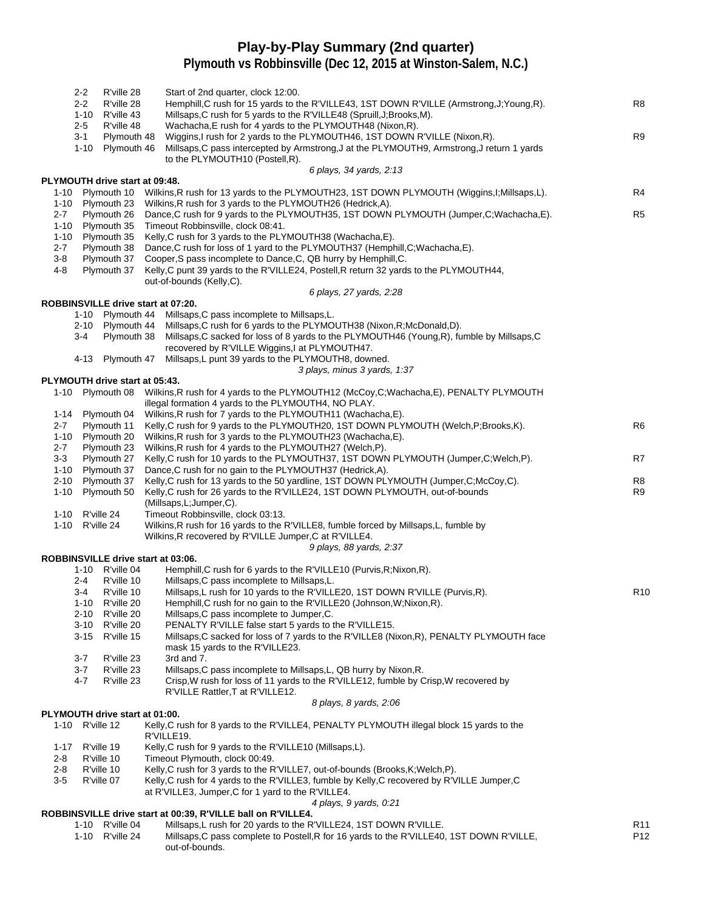# Play-by-Play Summary (2nd quarter)

## Plymouth vs Robbinsville (Dec 12, 2015 at Winston-Salem, N.C.)

| Down | Spot | Play | |
|---|---|---|---|
| 2-2 | R'ville 28 | Start of 2nd quarter, clock 12:00. | |
| 2-2 | R'ville 28 | Hemphill,C rush for 15 yards to the R'VILLE43, 1ST DOWN R'VILLE (Armstrong,J;Young,R). | R8 |
| 1-10 | R'ville 43 | Millsaps,C rush for 5 yards to the R'VILLE48 (Spruill,J;Brooks,M). | |
| 2-5 | R'ville 48 | Wachacha,E rush for 4 yards to the PLYMOUTH48 (Nixon,R). | |
| 3-1 | Plymouth 48 | Wiggins,I rush for 2 yards to the PLYMOUTH46, 1ST DOWN R'VILLE (Nixon,R). | R9 |
| 1-10 | Plymouth 46 | Millsaps,C pass intercepted by Armstrong,J at the PLYMOUTH9, Armstrong,J return 1 yards to the PLYMOUTH10 (Postell,R). | |
| | | *6 plays, 34 yards, 2:13* | |

**PLYMOUTH drive start at 09:48.**

| Down | Spot | Play | |
|---|---|---|---|
| 1-10 | Plymouth 10 | Wilkins,R rush for 13 yards to the PLYMOUTH23, 1ST DOWN PLYMOUTH (Wiggins,I;Millsaps,L). | R4 |
| 1-10 | Plymouth 23 | Wilkins,R rush for 3 yards to the PLYMOUTH26 (Hedrick,A). | |
| 2-7 | Plymouth 26 | Dance,C rush for 9 yards to the PLYMOUTH35, 1ST DOWN PLYMOUTH (Jumper,C;Wachacha,E). | R5 |
| 1-10 | Plymouth 35 | Timeout Robbinsville, clock 08:41. | |
| 1-10 | Plymouth 35 | Kelly,C rush for 3 yards to the PLYMOUTH38 (Wachacha,E). | |
| 2-7 | Plymouth 38 | Dance,C rush for loss of 1 yard to the PLYMOUTH37 (Hemphill,C;Wachacha,E). | |
| 3-8 | Plymouth 37 | Cooper,S pass incomplete to Dance,C, QB hurry by Hemphill,C. | |
| 4-8 | Plymouth 37 | Kelly,C punt 39 yards to the R'VILLE24, Postell,R return 32 yards to the PLYMOUTH44, out-of-bounds (Kelly,C). | |
| | | *6 plays, 27 yards, 2:28* | |

**ROBBINSVILLE drive start at 07:20.**

| Down | Spot | Play | |
|---|---|---|---|
| 1-10 | Plymouth 44 | Millsaps,C pass incomplete to Millsaps,L. | |
| 2-10 | Plymouth 44 | Millsaps,C rush for 6 yards to the PLYMOUTH38 (Nixon,R;McDonald,D). | |
| 3-4 | Plymouth 38 | Millsaps,C sacked for loss of 8 yards to the PLYMOUTH46 (Young,R), fumble by Millsaps,C recovered by R'VILLE Wiggins,I at PLYMOUTH47. | |
| 4-13 | Plymouth 47 | Millsaps,L punt 39 yards to the PLYMOUTH8, downed. | |
| | | *3 plays, minus 3 yards, 1:37* | |

**PLYMOUTH drive start at 05:43.**

| Down | Spot | Play | |
|---|---|---|---|
| 1-10 | Plymouth 08 | Wilkins,R rush for 4 yards to the PLYMOUTH12 (McCoy,C;Wachacha,E), PENALTY PLYMOUTH illegal formation 4 yards to the PLYMOUTH4, NO PLAY. | |
| 1-14 | Plymouth 04 | Wilkins,R rush for 7 yards to the PLYMOUTH11 (Wachacha,E). | |
| 2-7 | Plymouth 11 | Kelly,C rush for 9 yards to the PLYMOUTH20, 1ST DOWN PLYMOUTH (Welch,P;Brooks,K). | R6 |
| 1-10 | Plymouth 20 | Wilkins,R rush for 3 yards to the PLYMOUTH23 (Wachacha,E). | |
| 2-7 | Plymouth 23 | Wilkins,R rush for 4 yards to the PLYMOUTH27 (Welch,P). | |
| 3-3 | Plymouth 27 | Kelly,C rush for 10 yards to the PLYMOUTH37, 1ST DOWN PLYMOUTH (Jumper,C;Welch,P). | R7 |
| 1-10 | Plymouth 37 | Dance,C rush for no gain to the PLYMOUTH37 (Hedrick,A). | |
| 2-10 | Plymouth 37 | Kelly,C rush for 13 yards to the 50 yardline, 1ST DOWN PLYMOUTH (Jumper,C;McCoy,C). | R8 |
| 1-10 | Plymouth 50 | Kelly,C rush for 26 yards to the R'VILLE24, 1ST DOWN PLYMOUTH, out-of-bounds (Millsaps,L;Jumper,C). | R9 |
| 1-10 | R'ville 24 | Timeout Robbinsville, clock 03:13. | |
| 1-10 | R'ville 24 | Wilkins,R rush for 16 yards to the R'VILLE8, fumble forced by Millsaps,L, fumble by Wilkins,R recovered by R'VILLE Jumper,C at R'VILLE4. | |
| | | *9 plays, 88 yards, 2:37* | |

**ROBBINSVILLE drive start at 03:06.**

| Down | Spot | Play | |
|---|---|---|---|
| 1-10 | R'ville 04 | Hemphill,C rush for 6 yards to the R'VILLE10 (Purvis,R;Nixon,R). | |
| 2-4 | R'ville 10 | Millsaps,C pass incomplete to Millsaps,L. | |
| 3-4 | R'ville 10 | Millsaps,L rush for 10 yards to the R'VILLE20, 1ST DOWN R'VILLE (Purvis,R). | R10 |
| 1-10 | R'ville 20 | Hemphill,C rush for no gain to the R'VILLE20 (Johnson,W;Nixon,R). | |
| 2-10 | R'ville 20 | Millsaps,C pass incomplete to Jumper,C. | |
| 3-10 | R'ville 20 | PENALTY R'VILLE false start 5 yards to the R'VILLE15. | |
| 3-15 | R'ville 15 | Millsaps,C sacked for loss of 7 yards to the R'VILLE8 (Nixon,R), PENALTY PLYMOUTH face mask 15 yards to the R'VILLE23. | |
| 3-7 | R'ville 23 | 3rd and 7. | |
| 3-7 | R'ville 23 | Millsaps,C pass incomplete to Millsaps,L, QB hurry by Nixon,R. | |
| 4-7 | R'ville 23 | Crisp,W rush for loss of 11 yards to the R'VILLE12, fumble by Crisp,W recovered by R'VILLE Rattler,T at R'VILLE12. | |
| | | *8 plays, 8 yards, 2:06* | |

**PLYMOUTH drive start at 01:00.**

| Down | Spot | Play | |
|---|---|---|---|
| 1-10 | R'ville 12 | Kelly,C rush for 8 yards to the R'VILLE4, PENALTY PLYMOUTH illegal block 15 yards to the R'VILLE19. | |
| 1-17 | R'ville 19 | Kelly,C rush for 9 yards to the R'VILLE10 (Millsaps,L). | |
| 2-8 | R'ville 10 | Timeout Plymouth, clock 00:49. | |
| 2-8 | R'ville 10 | Kelly,C rush for 3 yards to the R'VILLE7, out-of-bounds (Brooks,K;Welch,P). | |
| 3-5 | R'ville 07 | Kelly,C rush for 4 yards to the R'VILLE3, fumble by Kelly,C recovered by R'VILLE Jumper,C at R'VILLE3, Jumper,C for 1 yard to the R'VILLE4. | |
| | | *4 plays, 9 yards, 0:21* | |

**ROBBINSVILLE drive start at 00:39, R'VILLE ball on R'VILLE4.**

| Down | Spot | Play | |
|---|---|---|---|
| 1-10 | R'ville 04 | Millsaps,L rush for 20 yards to the R'VILLE24, 1ST DOWN R'VILLE. | R11 |
| 1-10 | R'ville 24 | Millsaps,C pass complete to Postell,R for 16 yards to the R'VILLE40, 1ST DOWN R'VILLE, out-of-bounds. | P12 |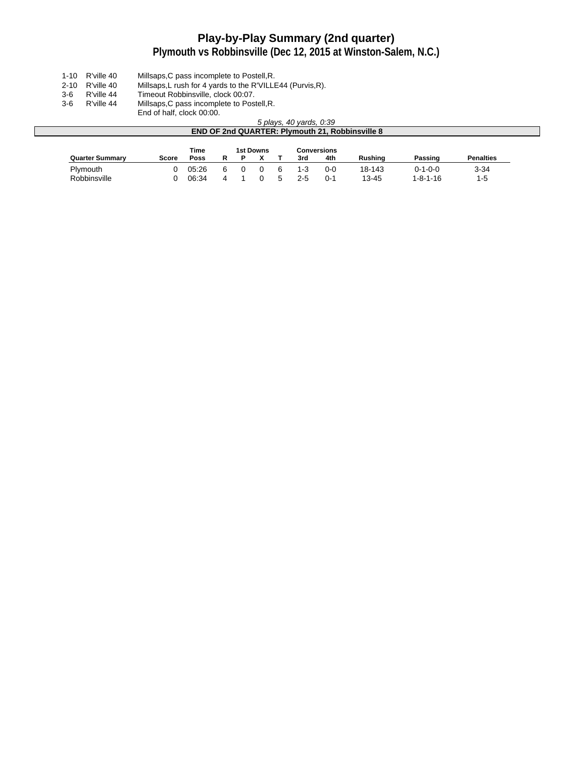# Play-by-Play Summary (2nd quarter)

## Plymouth vs Robbinsville (Dec 12, 2015 at Winston-Salem, N.C.)

| | | |
|---|---|---|
| 1-10 | R'ville 40 | Millsaps,C pass incomplete to Postell,R. |
| 2-10 | R'ville 40 | Millsaps,L rush for 4 yards to the R'VILLE44 (Purvis,R). |
| 3-6 | R'ville 44 | Timeout Robbinsville, clock 00:07. |
| 3-6 | R'ville 44 | Millsaps,C pass incomplete to Postell,R. |
| | | End of half, clock 00:00. |

*5 plays, 40 yards, 0:39*

**END OF 2nd QUARTER: Plymouth 21, Robbinsville 8**

| | | Time | 1st Downs | | | | Conversions | | | | |
|---|---|---|---|---|---|---|---|---|---|---|---|
| **Quarter Summary** | **Score** | **Poss** | **R** | **P** | **X** | **T** | **3rd** | **4th** | **Rushing** | **Passing** | **Penalties** |
| Plymouth | 0 | 05:26 | 6 | 0 | 0 | 6 | 1-3 | 0-0 | 18-143 | 0-1-0-0 | 3-34 |
| Robbinsville | 0 | 06:34 | 4 | 1 | 0 | 5 | 2-5 | 0-1 | 13-45 | 1-8-1-16 | 1-5 |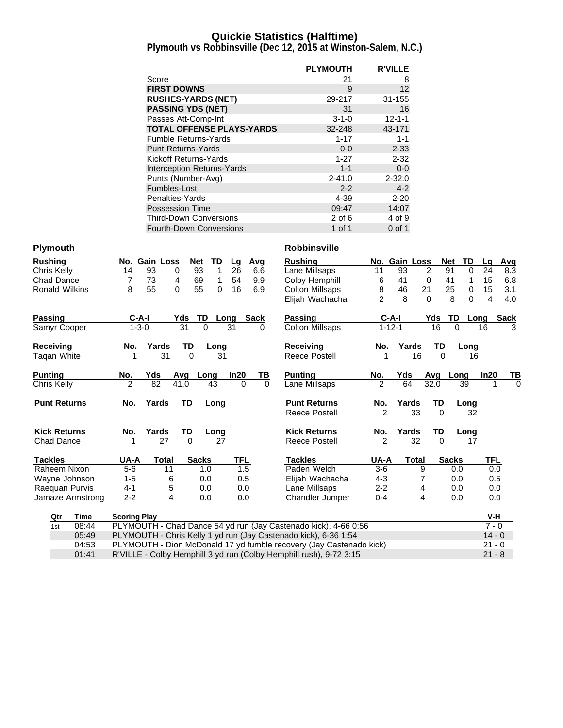# Quickie Statistics (Halftime)

## Plymouth vs Robbinsville (Dec 12, 2015 at Winston-Salem, N.C.)

| | PLYMOUTH | R'VILLE |
|---|---|---|
| Score | 21 | 8 |
| **FIRST DOWNS** | 9 | 12 |
| **RUSHES-YARDS (NET)** | 29-217 | 31-155 |
| **PASSING YDS (NET)** | 31 | 16 |
| Passes Att-Comp-Int | 3-1-0 | 12-1-1 |
| **TOTAL OFFENSE PLAYS-YARDS** | 32-248 | 43-171 |
| Fumble Returns-Yards | 1-17 | 1-1 |
| Punt Returns-Yards | 0-0 | 2-33 |
| Kickoff Returns-Yards | 1-27 | 2-32 |
| Interception Returns-Yards | 1-1 | 0-0 |
| Punts (Number-Avg) | 2-41.0 | 2-32.0 |
| Fumbles-Lost | 2-2 | 4-2 |
| Penalties-Yards | 4-39 | 2-20 |
| Possession Time | 09:47 | 14:07 |
| Third-Down Conversions | 2 of 6 | 4 of 9 |
| Fourth-Down Conversions | 1 of 1 | 0 of 1 |

### Plymouth

| Rushing | No. | Gain | Loss | Net | TD | Lg | Avg |
|---|---|---|---|---|---|---|---|
| Chris Kelly | 14 | 93 | 0 | 93 | 1 | 26 | 6.6 |
| Chad Dance | 7 | 73 | 4 | 69 | 1 | 54 | 9.9 |
| Ronald Wilkins | 8 | 55 | 0 | 55 | 0 | 16 | 6.9 |

| Passing | C-A-I | Yds | TD | Long | Sack |
|---|---|---|---|---|---|
| Samyr Cooper | 1-3-0 | 31 | 0 | 31 | 0 |

| Receiving | No. | Yards | TD | Long |
|---|---|---|---|---|
| Taqan White | 1 | 31 | 0 | 31 |

| Punting | No. | Yds | Avg | Long | In20 | TB |
|---|---|---|---|---|---|---|
| Chris Kelly | 2 | 82 | 41.0 | 43 | 0 | 0 |

| Punt Returns | No. | Yards | TD | Long |
|---|---|---|---|---|

| Kick Returns | No. | Yards | TD | Long |
|---|---|---|---|---|
| Chad Dance | 1 | 27 | 0 | 27 |

| Tackles | UA-A | Total | Sacks | TFL |
|---|---|---|---|---|
| Raheem Nixon | 5-6 | 11 | 1.0 | 1.5 |
| Wayne Johnson | 1-5 | 6 | 0.0 | 0.5 |
| Raequan Purvis | 4-1 | 5 | 0.0 | 0.0 |
| Jamaze Armstrong | 2-2 | 4 | 0.0 | 0.0 |

### Robbinsville

| Rushing | No. | Gain | Loss | Net | TD | Lg | Avg |
|---|---|---|---|---|---|---|---|
| Lane Millsaps | 11 | 93 | 2 | 91 | 0 | 24 | 8.3 |
| Colby Hemphill | 6 | 41 | 0 | 41 | 1 | 15 | 6.8 |
| Colton Millsaps | 8 | 46 | 21 | 25 | 0 | 15 | 3.1 |
| Elijah Wachacha | 2 | 8 | 0 | 8 | 0 | 4 | 4.0 |

| Passing | C-A-I | Yds | TD | Long | Sack |
|---|---|---|---|---|---|
| Colton Millsaps | 1-12-1 | 16 | 0 | 16 | 3 |

| Receiving | No. | Yards | TD | Long |
|---|---|---|---|---|
| Reece Postell | 1 | 16 | 0 | 16 |

| Punting | No. | Yds | Avg | Long | In20 | TB |
|---|---|---|---|---|---|---|
| Lane Millsaps | 2 | 64 | 32.0 | 39 | 1 | 0 |

| Punt Returns | No. | Yards | TD | Long |
|---|---|---|---|---|
| Reece Postell | 2 | 33 | 0 | 32 |

| Kick Returns | No. | Yards | TD | Long |
|---|---|---|---|---|
| Reece Postell | 2 | 32 | 0 | 17 |

| Tackles | UA-A | Total | Sacks | TFL |
|---|---|---|---|---|
| Paden Welch | 3-6 | 9 | 0.0 | 0.0 |
| Elijah Wachacha | 4-3 | 7 | 0.0 | 0.5 |
| Lane Millsaps | 2-2 | 4 | 0.0 | 0.0 |
| Chandler Jumper | 0-4 | 4 | 0.0 | 0.0 |

| Qtr | Time | Scoring Play | V-H |
|---|---|---|---|
| 1st | 08:44 | PLYMOUTH - Chad Dance 54 yd run (Jay Castenado kick), 4-66 0:56 | 7 - 0 |
| | 05:49 | PLYMOUTH - Chris Kelly 1 yd run (Jay Castenado kick), 6-36 1:54 | 14 - 0 |
| | 04:53 | PLYMOUTH - Dion McDonald 17 yd fumble recovery (Jay Castenado kick) | 21 - 0 |
| | 01:41 | R'VILLE - Colby Hemphill 3 yd run (Colby Hemphill rush), 9-72 3:15 | 21 - 8 |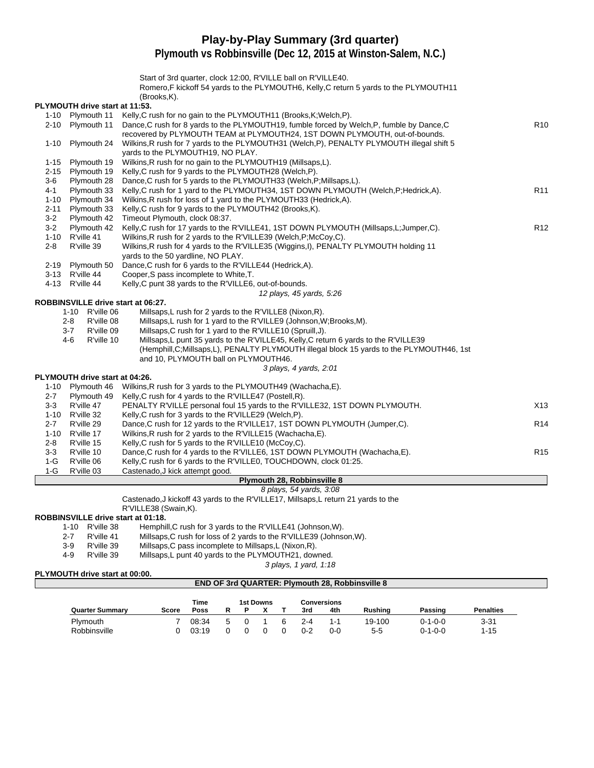# Play-by-Play Summary (3rd quarter)

## Plymouth vs Robbinsville (Dec 12, 2015 at Winston-Salem, N.C.)

Start of 3rd quarter, clock 12:00, R'VILLE ball on R'VILLE40.
Romero,F kickoff 54 yards to the PLYMOUTH6, Kelly,C return 5 yards to the PLYMOUTH11 (Brooks,K).

**PLYMOUTH drive start at 11:53.**

| Down | Spot | Play | |
|---|---|---|---|
| 1-10 | Plymouth 11 | Kelly,C rush for no gain to the PLYMOUTH11 (Brooks,K;Welch,P). | |
| 2-10 | Plymouth 11 | Dance,C rush for 8 yards to the PLYMOUTH19, fumble forced by Welch,P, fumble by Dance,C recovered by PLYMOUTH TEAM at PLYMOUTH24, 1ST DOWN PLYMOUTH, out-of-bounds. | R10 |
| 1-10 | Plymouth 24 | Wilkins,R rush for 7 yards to the PLYMOUTH31 (Welch,P), PENALTY PLYMOUTH illegal shift 5 yards to the PLYMOUTH19, NO PLAY. | |
| 1-15 | Plymouth 19 | Wilkins,R rush for no gain to the PLYMOUTH19 (Millsaps,L). | |
| 2-15 | Plymouth 19 | Kelly,C rush for 9 yards to the PLYMOUTH28 (Welch,P). | |
| 3-6 | Plymouth 28 | Dance,C rush for 5 yards to the PLYMOUTH33 (Welch,P;Millsaps,L). | |
| 4-1 | Plymouth 33 | Kelly,C rush for 1 yard to the PLYMOUTH34, 1ST DOWN PLYMOUTH (Welch,P;Hedrick,A). | R11 |
| 1-10 | Plymouth 34 | Wilkins,R rush for loss of 1 yard to the PLYMOUTH33 (Hedrick,A). | |
| 2-11 | Plymouth 33 | Kelly,C rush for 9 yards to the PLYMOUTH42 (Brooks,K). | |
| 3-2 | Plymouth 42 | Timeout Plymouth, clock 08:37. | |
| 3-2 | Plymouth 42 | Kelly,C rush for 17 yards to the R'VILLE41, 1ST DOWN PLYMOUTH (Millsaps,L;Jumper,C). | R12 |
| 1-10 | R'ville 41 | Wilkins,R rush for 2 yards to the R'VILLE39 (Welch,P;McCoy,C). | |
| 2-8 | R'ville 39 | Wilkins,R rush for 4 yards to the R'VILLE35 (Wiggins,I), PENALTY PLYMOUTH holding 11 yards to the 50 yardline, NO PLAY. | |
| 2-19 | Plymouth 50 | Dance,C rush for 6 yards to the R'VILLE44 (Hedrick,A). | |
| 3-13 | R'ville 44 | Cooper,S pass incomplete to White,T. | |
| 4-13 | R'ville 44 | Kelly,C punt 38 yards to the R'VILLE6, out-of-bounds. | |

*12 plays, 45 yards, 5:26*

**ROBBINSVILLE drive start at 06:27.**

| Down | Spot | Play |
|---|---|---|
| 1-10 | R'ville 06 | Millsaps,L rush for 2 yards to the R'VILLE8 (Nixon,R). |
| 2-8 | R'ville 08 | Millsaps,L rush for 1 yard to the R'VILLE9 (Johnson,W;Brooks,M). |
| 3-7 | R'ville 09 | Millsaps,C rush for 1 yard to the R'VILLE10 (Spruill,J). |
| 4-6 | R'ville 10 | Millsaps,L punt 35 yards to the R'VILLE45, Kelly,C return 6 yards to the R'VILLE39 (Hemphill,C;Millsaps,L), PENALTY PLYMOUTH illegal block 15 yards to the PLYMOUTH46, 1st and 10, PLYMOUTH ball on PLYMOUTH46. |

*3 plays, 4 yards, 2:01*

**PLYMOUTH drive start at 04:26.**

| Down | Spot | Play | |
|---|---|---|---|
| 1-10 | Plymouth 46 | Wilkins,R rush for 3 yards to the PLYMOUTH49 (Wachacha,E). | |
| 2-7 | Plymouth 49 | Kelly,C rush for 4 yards to the R'VILLE47 (Postell,R). | |
| 3-3 | R'ville 47 | PENALTY R'VILLE personal foul 15 yards to the R'VILLE32, 1ST DOWN PLYMOUTH. | X13 |
| 1-10 | R'ville 32 | Kelly,C rush for 3 yards to the R'VILLE29 (Welch,P). | |
| 2-7 | R'ville 29 | Dance,C rush for 12 yards to the R'VILLE17, 1ST DOWN PLYMOUTH (Jumper,C). | R14 |
| 1-10 | R'ville 17 | Wilkins,R rush for 2 yards to the R'VILLE15 (Wachacha,E). | |
| 2-8 | R'ville 15 | Kelly,C rush for 5 yards to the R'VILLE10 (McCoy,C). | |
| 3-3 | R'ville 10 | Dance,C rush for 4 yards to the R'VILLE6, 1ST DOWN PLYMOUTH (Wachacha,E). | R15 |
| 1-G | R'ville 06 | Kelly,C rush for 6 yards to the R'VILLE0, TOUCHDOWN, clock 01:25. | |
| 1-G | R'ville 03 | Castenado,J kick attempt good. | |

**Plymouth 28, Robbinsville 8**

*8 plays, 54 yards, 3:08*

Castenado,J kickoff 43 yards to the R'VILLE17, Millsaps,L return 21 yards to the R'VILLE38 (Swain,K).

**ROBBINSVILLE drive start at 01:18.**

| Down | Spot | Play |
|---|---|---|
| 1-10 | R'ville 38 | Hemphill,C rush for 3 yards to the R'VILLE41 (Johnson,W). |
| 2-7 | R'ville 41 | Millsaps,C rush for loss of 2 yards to the R'VILLE39 (Johnson,W). |
| 3-9 | R'ville 39 | Millsaps,C pass incomplete to Millsaps,L (Nixon,R). |
| 4-9 | R'ville 39 | Millsaps,L punt 40 yards to the PLYMOUTH21, downed. |

*3 plays, 1 yard, 1:18*

**PLYMOUTH drive start at 00:00.**

**END OF 3rd QUARTER: Plymouth 28, Robbinsville 8**

| Quarter Summary | Score | Time Poss | 1st Downs R | P | X | T | Conversions 3rd | 4th | Rushing | Passing | Penalties |
|---|---|---|---|---|---|---|---|---|---|---|---|
| Plymouth | 7 | 08:34 | 5 | 0 | 1 | 6 | 2-4 | 1-1 | 19-100 | 0-1-0-0 | 3-31 |
| Robbinsville | 0 | 03:19 | 0 | 0 | 0 | 0 | 0-2 | 0-0 | 5-5 | 0-1-0-0 | 1-15 |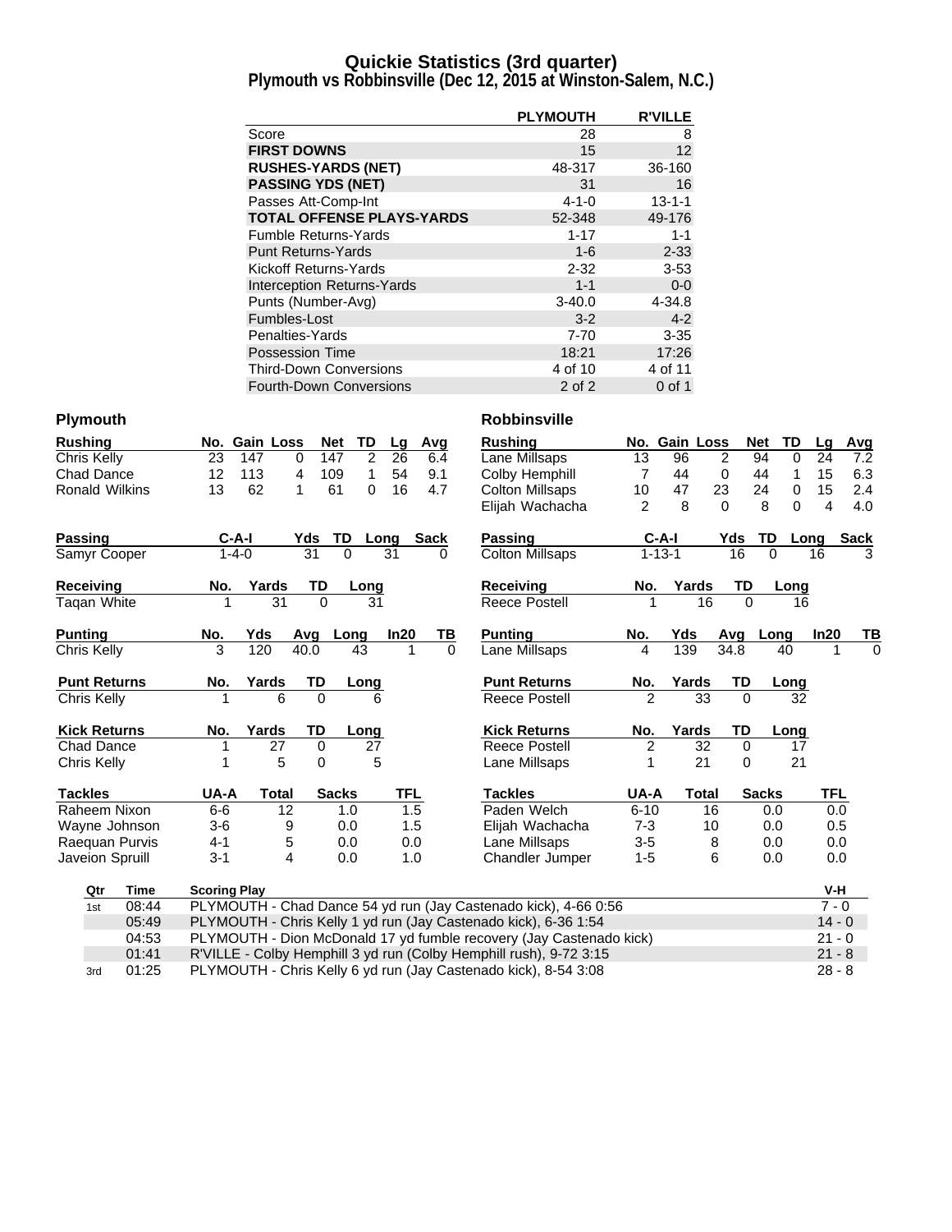# Quickie Statistics (3rd quarter)
## Plymouth vs Robbinsville (Dec 12, 2015 at Winston-Salem, N.C.)

| | PLYMOUTH | R'VILLE |
|---|---|---|
| Score | 28 | 8 |
| **FIRST DOWNS** | 15 | 12 |
| **RUSHES-YARDS (NET)** | 48-317 | 36-160 |
| **PASSING YDS (NET)** | 31 | 16 |
| Passes Att-Comp-Int | 4-1-0 | 13-1-1 |
| **TOTAL OFFENSE PLAYS-YARDS** | 52-348 | 49-176 |
| Fumble Returns-Yards | 1-17 | 1-1 |
| Punt Returns-Yards | 1-6 | 2-33 |
| Kickoff Returns-Yards | 2-32 | 3-53 |
| Interception Returns-Yards | 1-1 | 0-0 |
| Punts (Number-Avg) | 3-40.0 | 4-34.8 |
| Fumbles-Lost | 3-2 | 4-2 |
| Penalties-Yards | 7-70 | 3-35 |
| Possession Time | 18:21 | 17:26 |
| Third-Down Conversions | 4 of 10 | 4 of 11 |
| Fourth-Down Conversions | 2 of 2 | 0 of 1 |

### Plymouth

| Rushing | No. | Gain | Loss | Net | TD | Lg | Avg |
|---|---|---|---|---|---|---|---|
| Chris Kelly | 23 | 147 | 0 | 147 | 2 | 26 | 6.4 |
| Chad Dance | 12 | 113 | 4 | 109 | 1 | 54 | 9.1 |
| Ronald Wilkins | 13 | 62 | 1 | 61 | 0 | 16 | 4.7 |

| Passing | C-A-I | Yds | TD | Long | Sack |
|---|---|---|---|---|---|
| Samyr Cooper | 1-4-0 | 31 | 0 | 31 | 0 |

| Receiving | No. | Yards | TD | Long |
|---|---|---|---|---|
| Taqan White | 1 | 31 | 0 | 31 |

| Punting | No. | Yds | Avg | Long | In20 | TB |
|---|---|---|---|---|---|---|
| Chris Kelly | 3 | 120 | 40.0 | 43 | 1 | 0 |

| Punt Returns | No. | Yards | TD | Long |
|---|---|---|---|---|
| Chris Kelly | 1 | 6 | 0 | 6 |

| Kick Returns | No. | Yards | TD | Long |
|---|---|---|---|---|
| Chad Dance | 1 | 27 | 0 | 27 |
| Chris Kelly | 1 | 5 | 0 | 5 |

| Tackles | UA-A | Total | Sacks | TFL |
|---|---|---|---|---|
| Raheem Nixon | 6-6 | 12 | 1.0 | 1.5 |
| Wayne Johnson | 3-6 | 9 | 0.0 | 1.5 |
| Raequan Purvis | 4-1 | 5 | 0.0 | 0.0 |
| Javeion Spruill | 3-1 | 4 | 0.0 | 1.0 |

### Robbinsville

| Rushing | No. | Gain | Loss | Net | TD | Lg | Avg |
|---|---|---|---|---|---|---|---|
| Lane Millsaps | 13 | 96 | 2 | 94 | 0 | 24 | 7.2 |
| Colby Hemphill | 7 | 44 | 0 | 44 | 1 | 15 | 6.3 |
| Colton Millsaps | 10 | 47 | 23 | 24 | 0 | 15 | 2.4 |
| Elijah Wachacha | 2 | 8 | 0 | 8 | 0 | 4 | 4.0 |

| Passing | C-A-I | Yds | TD | Long | Sack |
|---|---|---|---|---|---|
| Colton Millsaps | 1-13-1 | 16 | 0 | 16 | 3 |

| Receiving | No. | Yards | TD | Long |
|---|---|---|---|---|
| Reece Postell | 1 | 16 | 0 | 16 |

| Punting | No. | Yds | Avg | Long | In20 | TB |
|---|---|---|---|---|---|---|
| Lane Millsaps | 4 | 139 | 34.8 | 40 | 1 | 0 |

| Punt Returns | No. | Yards | TD | Long |
|---|---|---|---|---|
| Reece Postell | 2 | 33 | 0 | 32 |

| Kick Returns | No. | Yards | TD | Long |
|---|---|---|---|---|
| Reece Postell | 2 | 32 | 0 | 17 |
| Lane Millsaps | 1 | 21 | 0 | 21 |

| Tackles | UA-A | Total | Sacks | TFL |
|---|---|---|---|---|
| Paden Welch | 6-10 | 16 | 0.0 | 0.0 |
| Elijah Wachacha | 7-3 | 10 | 0.0 | 0.5 |
| Lane Millsaps | 3-5 | 8 | 0.0 | 0.0 |
| Chandler Jumper | 1-5 | 6 | 0.0 | 0.0 |

### Scoring

| Qtr | Time | Scoring Play | V-H |
|---|---|---|---|
| 1st | 08:44 | PLYMOUTH - Chad Dance 54 yd run (Jay Castenado kick), 4-66 0:56 | 7 - 0 |
| | 05:49 | PLYMOUTH - Chris Kelly 1 yd run (Jay Castenado kick), 6-36 1:54 | 14 - 0 |
| | 04:53 | PLYMOUTH - Dion McDonald 17 yd fumble recovery (Jay Castenado kick) | 21 - 0 |
| | 01:41 | R'VILLE - Colby Hemphill 3 yd run (Colby Hemphill rush), 9-72 3:15 | 21 - 8 |
| 3rd | 01:25 | PLYMOUTH - Chris Kelly 6 yd run (Jay Castenado kick), 8-54 3:08 | 28 - 8 |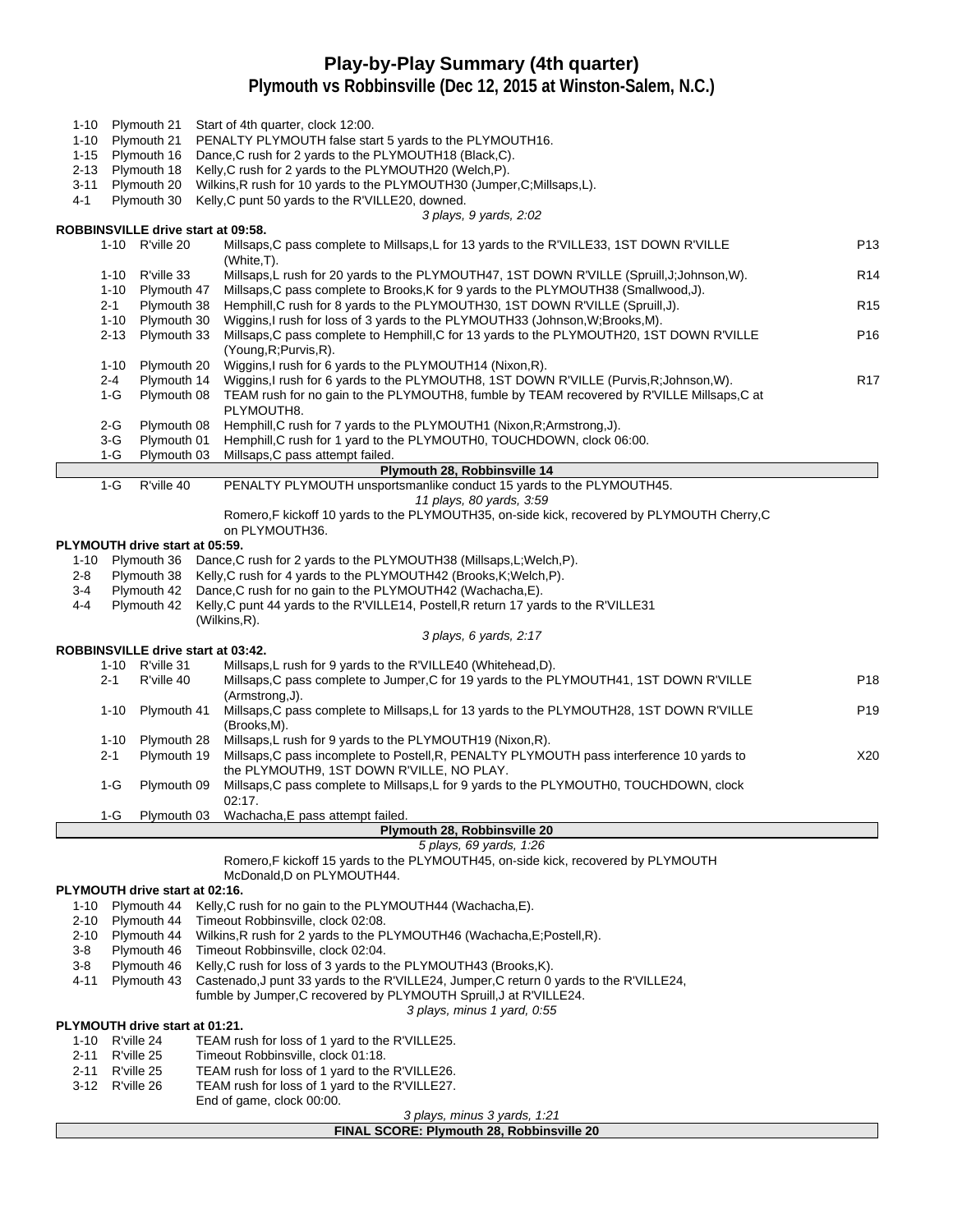# Play-by-Play Summary (4th quarter)

## Plymouth vs Robbinsville (Dec 12, 2015 at Winston-Salem, N.C.)

| Down | Spot | Play | |
|---|---|---|---|
| 1-10 | Plymouth 21 | Start of 4th quarter, clock 12:00. | |
| 1-10 | Plymouth 21 | PENALTY PLYMOUTH false start 5 yards to the PLYMOUTH16. | |
| 1-15 | Plymouth 16 | Dance,C rush for 2 yards to the PLYMOUTH18 (Black,C). | |
| 2-13 | Plymouth 18 | Kelly,C rush for 2 yards to the PLYMOUTH20 (Welch,P). | |
| 3-11 | Plymouth 20 | Wilkins,R rush for 10 yards to the PLYMOUTH30 (Jumper,C;Millsaps,L). | |
| 4-1 | Plymouth 30 | Kelly,C punt 50 yards to the R'VILLE20, downed. | |
| | | *3 plays, 9 yards, 2:02* | |

**ROBBINSVILLE drive start at 09:58.**

| Down | Spot | Play | |
|---|---|---|---|
| 1-10 | R'ville 20 | Millsaps,C pass complete to Millsaps,L for 13 yards to the R'VILLE33, 1ST DOWN R'VILLE (White,T). | P13 |
| 1-10 | R'ville 33 | Millsaps,L rush for 20 yards to the PLYMOUTH47, 1ST DOWN R'VILLE (Spruill,J;Johnson,W). | R14 |
| 1-10 | Plymouth 47 | Millsaps,C pass complete to Brooks,K for 9 yards to the PLYMOUTH38 (Smallwood,J). | |
| 2-1 | Plymouth 38 | Hemphill,C rush for 8 yards to the PLYMOUTH30, 1ST DOWN R'VILLE (Spruill,J). | R15 |
| 1-10 | Plymouth 30 | Wiggins,I rush for loss of 3 yards to the PLYMOUTH33 (Johnson,W;Brooks,M). | |
| 2-13 | Plymouth 33 | Millsaps,C pass complete to Hemphill,C for 13 yards to the PLYMOUTH20, 1ST DOWN R'VILLE (Young,R;Purvis,R). | P16 |
| 1-10 | Plymouth 20 | Wiggins,I rush for 6 yards to the PLYMOUTH14 (Nixon,R). | |
| 2-4 | Plymouth 14 | Wiggins,I rush for 6 yards to the PLYMOUTH8, 1ST DOWN R'VILLE (Purvis,R;Johnson,W). | R17 |
| 1-G | Plymouth 08 | TEAM rush for no gain to the PLYMOUTH8, fumble by TEAM recovered by R'VILLE Millsaps,C at PLYMOUTH8. | |
| 2-G | Plymouth 08 | Hemphill,C rush for 7 yards to the PLYMOUTH1 (Nixon,R;Armstrong,J). | |
| 3-G | Plymouth 01 | Hemphill,C rush for 1 yard to the PLYMOUTH0, TOUCHDOWN, clock 06:00. | |
| 1-G | Plymouth 03 | Millsaps,C pass attempt failed. | |
| | | **Plymouth 28, Robbinsville 14** | |
| 1-G | R'ville 40 | PENALTY PLYMOUTH unsportsmanlike conduct 15 yards to the PLYMOUTH45. | |
| | | *11 plays, 80 yards, 3:59* | |
| | | Romero,F kickoff 10 yards to the PLYMOUTH35, on-side kick, recovered by PLYMOUTH Cherry,C on PLYMOUTH36. | |

**PLYMOUTH drive start at 05:59.**

| Down | Spot | Play | |
|---|---|---|---|
| 1-10 | Plymouth 36 | Dance,C rush for 2 yards to the PLYMOUTH38 (Millsaps,L;Welch,P). | |
| 2-8 | Plymouth 38 | Kelly,C rush for 4 yards to the PLYMOUTH42 (Brooks,K;Welch,P). | |
| 3-4 | Plymouth 42 | Dance,C rush for no gain to the PLYMOUTH42 (Wachacha,E). | |
| 4-4 | Plymouth 42 | Kelly,C punt 44 yards to the R'VILLE14, Postell,R return 17 yards to the R'VILLE31 (Wilkins,R). | |
| | | *3 plays, 6 yards, 2:17* | |

**ROBBINSVILLE drive start at 03:42.**

| Down | Spot | Play | |
|---|---|---|---|
| 1-10 | R'ville 31 | Millsaps,L rush for 9 yards to the R'VILLE40 (Whitehead,D). | |
| 2-1 | R'ville 40 | Millsaps,C pass complete to Jumper,C for 19 yards to the PLYMOUTH41, 1ST DOWN R'VILLE (Armstrong,J). | P18 |
| 1-10 | Plymouth 41 | Millsaps,C pass complete to Millsaps,L for 13 yards to the PLYMOUTH28, 1ST DOWN R'VILLE (Brooks,M). | P19 |
| 1-10 | Plymouth 28 | Millsaps,L rush for 9 yards to the PLYMOUTH19 (Nixon,R). | |
| 2-1 | Plymouth 19 | Millsaps,C pass incomplete to Postell,R, PENALTY PLYMOUTH pass interference 10 yards to the PLYMOUTH9, 1ST DOWN R'VILLE, NO PLAY. | X20 |
| 1-G | Plymouth 09 | Millsaps,C pass complete to Millsaps,L for 9 yards to the PLYMOUTH0, TOUCHDOWN, clock 02:17. | |
| 1-G | Plymouth 03 | Wachacha,E pass attempt failed. | |
| | | **Plymouth 28, Robbinsville 20** | |
| | | *5 plays, 69 yards, 1:26* | |
| | | Romero,F kickoff 15 yards to the PLYMOUTH45, on-side kick, recovered by PLYMOUTH McDonald,D on PLYMOUTH44. | |

**PLYMOUTH drive start at 02:16.**

| Down | Spot | Play | |
|---|---|---|---|
| 1-10 | Plymouth 44 | Kelly,C rush for no gain to the PLYMOUTH44 (Wachacha,E). | |
| 2-10 | Plymouth 44 | Timeout Robbinsville, clock 02:08. | |
| 2-10 | Plymouth 44 | Wilkins,R rush for 2 yards to the PLYMOUTH46 (Wachacha,E;Postell,R). | |
| 3-8 | Plymouth 46 | Timeout Robbinsville, clock 02:04. | |
| 3-8 | Plymouth 46 | Kelly,C rush for loss of 3 yards to the PLYMOUTH43 (Brooks,K). | |
| 4-11 | Plymouth 43 | Castenado,J punt 33 yards to the R'VILLE24, Jumper,C return 0 yards to the R'VILLE24, fumble by Jumper,C recovered by PLYMOUTH Spruill,J at R'VILLE24. | |
| | | *3 plays, minus 1 yard, 0:55* | |

**PLYMOUTH drive start at 01:21.**

| Down | Spot | Play | |
|---|---|---|---|
| 1-10 | R'ville 24 | TEAM rush for loss of 1 yard to the R'VILLE25. | |
| 2-11 | R'ville 25 | Timeout Robbinsville, clock 01:18. | |
| 2-11 | R'ville 25 | TEAM rush for loss of 1 yard to the R'VILLE26. | |
| 3-12 | R'ville 26 | TEAM rush for loss of 1 yard to the R'VILLE27. | |
| | | End of game, clock 00:00. | |
| | | *3 plays, minus 3 yards, 1:21* | |

**FINAL SCORE: Plymouth 28, Robbinsville 20**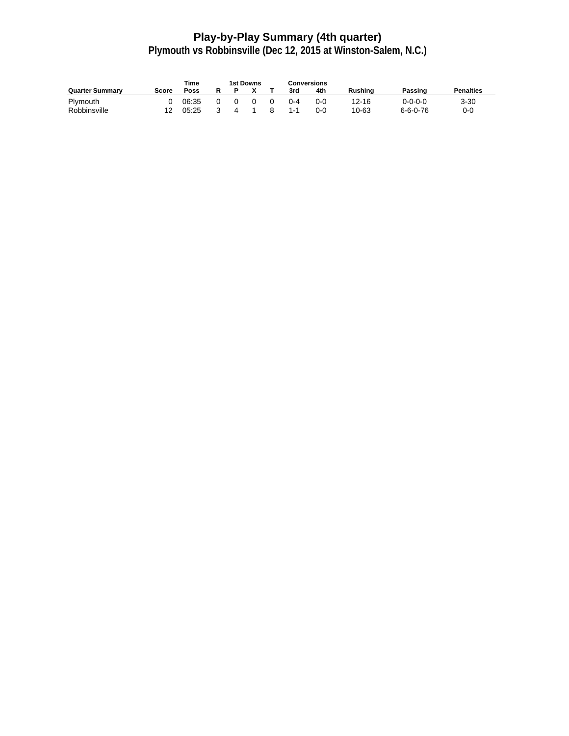# Play-by-Play Summary (4th quarter)

## Plymouth vs Robbinsville (Dec 12, 2015 at Winston-Salem, N.C.)

| Quarter Summary | Score | Time Poss | 1st Downs R | P | X | T | Conversions 3rd | 4th | Rushing | Passing | Penalties |
|---|---|---|---|---|---|---|---|---|---|---|---|
| Plymouth | 0 | 06:35 | 0 | 0 | 0 | 0 | 0-4 | 0-0 | 12-16 | 0-0-0-0 | 3-30 |
| Robbinsville | 12 | 05:25 | 3 | 4 | 1 | 8 | 1-1 | 0-0 | 10-63 | 6-6-0-76 | 0-0 |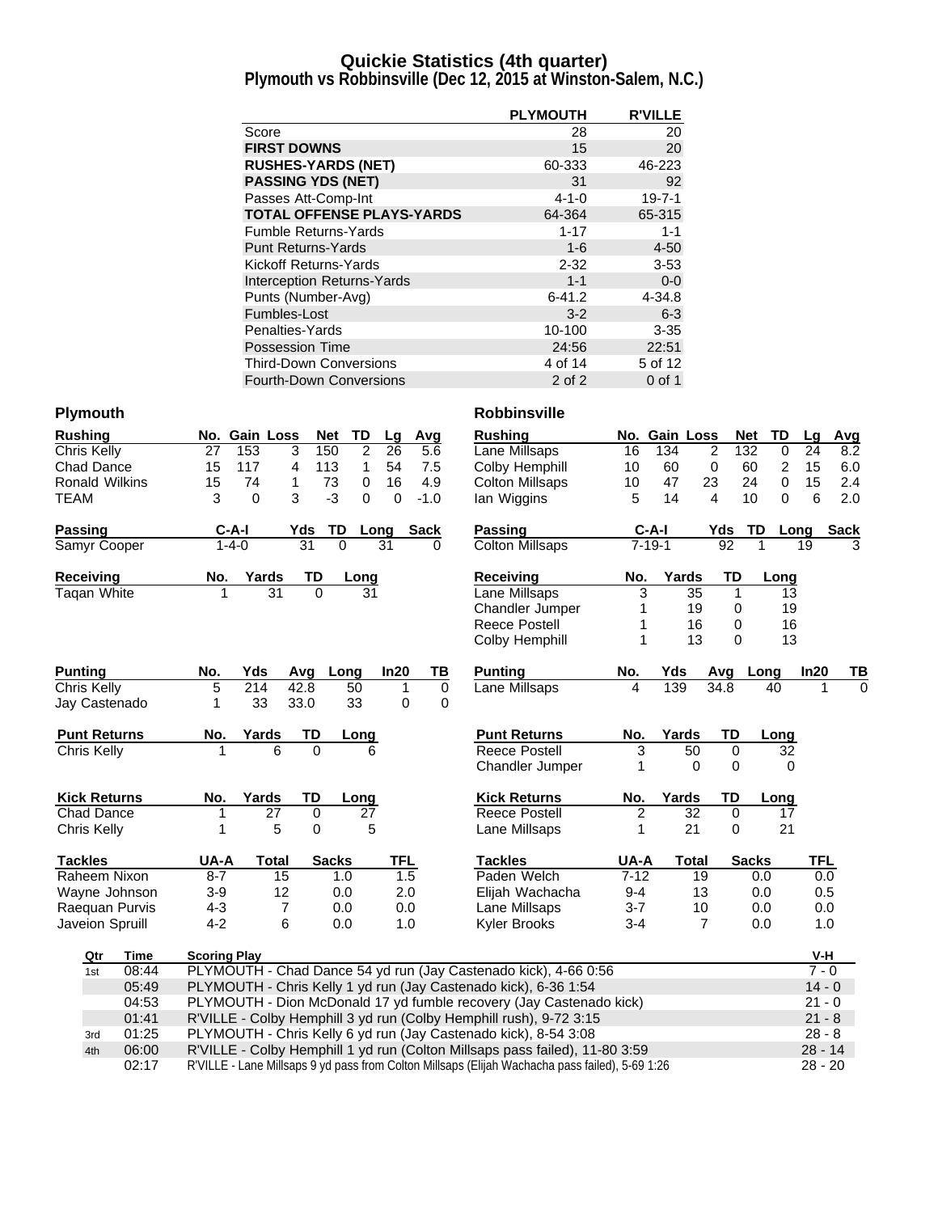# Quickie Statistics (4th quarter)
## Plymouth vs Robbinsville (Dec 12, 2015 at Winston-Salem, N.C.)

| | PLYMOUTH | R'VILLE |
|---|---|---|
| Score | 28 | 20 |
| **FIRST DOWNS** | 15 | 20 |
| **RUSHES-YARDS (NET)** | 60-333 | 46-223 |
| **PASSING YDS (NET)** | 31 | 92 |
| Passes Att-Comp-Int | 4-1-0 | 19-7-1 |
| **TOTAL OFFENSE PLAYS-YARDS** | 64-364 | 65-315 |
| Fumble Returns-Yards | 1-17 | 1-1 |
| Punt Returns-Yards | 1-6 | 4-50 |
| Kickoff Returns-Yards | 2-32 | 3-53 |
| Interception Returns-Yards | 1-1 | 0-0 |
| Punts (Number-Avg) | 6-41.2 | 4-34.8 |
| Fumbles-Lost | 3-2 | 6-3 |
| Penalties-Yards | 10-100 | 3-35 |
| Possession Time | 24:56 | 22:51 |
| Third-Down Conversions | 4 of 14 | 5 of 12 |
| Fourth-Down Conversions | 2 of 2 | 0 of 1 |

### Plymouth

| Rushing | No. | Gain | Loss | Net | TD | Lg | Avg |
|---|---|---|---|---|---|---|---|
| Chris Kelly | 27 | 153 | 3 | 150 | 2 | 26 | 5.6 |
| Chad Dance | 15 | 117 | 4 | 113 | 1 | 54 | 7.5 |
| Ronald Wilkins | 15 | 74 | 1 | 73 | 0 | 16 | 4.9 |
| TEAM | 3 | 0 | 3 | -3 | 0 | 0 | -1.0 |

| Passing | C-A-I | Yds | TD | Long | Sack |
|---|---|---|---|---|---|
| Samyr Cooper | 1-4-0 | 31 | 0 | 31 | 0 |

| Receiving | No. | Yards | TD | Long |
|---|---|---|---|---|
| Taqan White | 1 | 31 | 0 | 31 |

| Punting | No. | Yds | Avg | Long | In20 | TB |
|---|---|---|---|---|---|---|
| Chris Kelly | 5 | 214 | 42.8 | 50 | 1 | 0 |
| Jay Castenado | 1 | 33 | 33.0 | 33 | 0 | 0 |

| Punt Returns | No. | Yards | TD | Long |
|---|---|---|---|---|
| Chris Kelly | 1 | 6 | 0 | 6 |

| Kick Returns | No. | Yards | TD | Long |
|---|---|---|---|---|
| Chad Dance | 1 | 27 | 0 | 27 |
| Chris Kelly | 1 | 5 | 0 | 5 |

| Tackles | UA-A | Total | Sacks | TFL |
|---|---|---|---|---|
| Raheem Nixon | 8-7 | 15 | 1.0 | 1.5 |
| Wayne Johnson | 3-9 | 12 | 0.0 | 2.0 |
| Raequan Purvis | 4-3 | 7 | 0.0 | 0.0 |
| Javeion Spruill | 4-2 | 6 | 0.0 | 1.0 |

### Robbinsville

| Rushing | No. | Gain | Loss | Net | TD | Lg | Avg |
|---|---|---|---|---|---|---|---|
| Lane Millsaps | 16 | 134 | 2 | 132 | 0 | 24 | 8.2 |
| Colby Hemphill | 10 | 60 | 0 | 60 | 2 | 15 | 6.0 |
| Colton Millsaps | 10 | 47 | 23 | 24 | 0 | 15 | 2.4 |
| Ian Wiggins | 5 | 14 | 4 | 10 | 0 | 6 | 2.0 |

| Passing | C-A-I | Yds | TD | Long | Sack |
|---|---|---|---|---|---|
| Colton Millsaps | 7-19-1 | 92 | 1 | 19 | 3 |

| Receiving | No. | Yards | TD | Long |
|---|---|---|---|---|
| Lane Millsaps | 3 | 35 | 1 | 13 |
| Chandler Jumper | 1 | 19 | 0 | 19 |
| Reece Postell | 1 | 16 | 0 | 16 |
| Colby Hemphill | 1 | 13 | 0 | 13 |

| Punting | No. | Yds | Avg | Long | In20 | TB |
|---|---|---|---|---|---|---|
| Lane Millsaps | 4 | 139 | 34.8 | 40 | 1 | 0 |

| Punt Returns | No. | Yards | TD | Long |
|---|---|---|---|---|
| Reece Postell | 3 | 50 | 0 | 32 |
| Chandler Jumper | 1 | 0 | 0 | 0 |

| Kick Returns | No. | Yards | TD | Long |
|---|---|---|---|---|
| Reece Postell | 2 | 32 | 0 | 17 |
| Lane Millsaps | 1 | 21 | 0 | 21 |

| Tackles | UA-A | Total | Sacks | TFL |
|---|---|---|---|---|
| Paden Welch | 7-12 | 19 | 0.0 | 0.0 |
| Elijah Wachacha | 9-4 | 13 | 0.0 | 0.5 |
| Lane Millsaps | 3-7 | 10 | 0.0 | 0.0 |
| Kyler Brooks | 3-4 | 7 | 0.0 | 1.0 |

| Qtr | Time | Scoring Play | V-H |
|---|---|---|---|
| 1st | 08:44 | PLYMOUTH - Chad Dance 54 yd run (Jay Castenado kick), 4-66 0:56 | 7 - 0 |
| | 05:49 | PLYMOUTH - Chris Kelly 1 yd run (Jay Castenado kick), 6-36 1:54 | 14 - 0 |
| | 04:53 | PLYMOUTH - Dion McDonald 17 yd fumble recovery (Jay Castenado kick) | 21 - 0 |
| | 01:41 | R'VILLE - Colby Hemphill 3 yd run (Colby Hemphill rush), 9-72 3:15 | 21 - 8 |
| 3rd | 01:25 | PLYMOUTH - Chris Kelly 6 yd run (Jay Castenado kick), 8-54 3:08 | 28 - 8 |
| 4th | 06:00 | R'VILLE - Colby Hemphill 1 yd run (Colton Millsaps pass failed), 11-80 3:59 | 28 - 14 |
| | 02:17 | R'VILLE - Lane Millsaps 9 yd pass from Colton Millsaps (Elijah Wachacha pass failed), 5-69 1:26 | 28 - 20 |